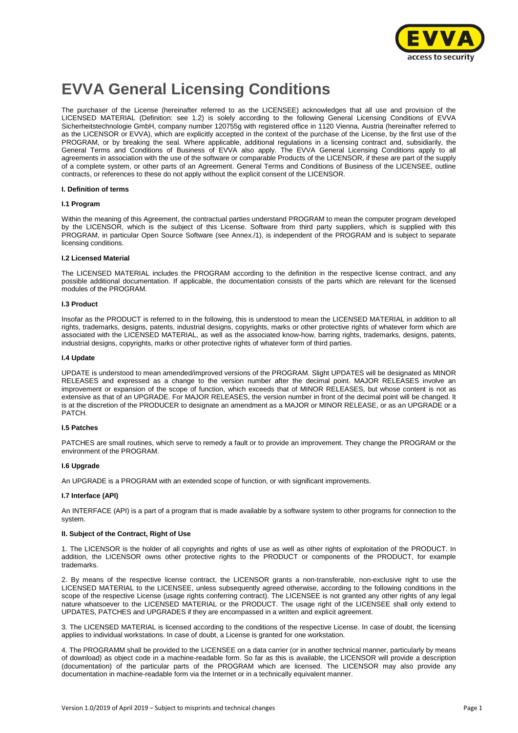# EVVA General Licensing Conditions

The purchaser of the License (hereinafter referred to as the LICENSEE) acknowledges that all use and provision of the LICENSED MATERIAL (Definition: see 1.2) is solely according to the following General Licensing Conditions of EVVA Sicherheitstechnologie GmbH, company number 120755g with registered office in 1120 Vienna, Austria (hereinafter referred to as the LICENSOR or EVVA), which are explicitly accepted in the context of the purchase of the License, by the first use of the PROGRAM, or by breaking the seal. Where applicable, additional regulations in a licensing contract and, subsidiarily, the General Terms and Conditions of Business of EVVA also apply. The EVVA General Licensing Conditions apply to all agreements in association with the use of the software or comparable Products of the LICENSOR, if these are part of the supply of a complete system, or other parts of an Agreement. General Terms and Conditions of Business of the LICENSEE, outline contracts, or references to these do not apply without the explicit consent of the LICENSOR.

## I. Definition of terms

### I.1 Program

Within the meaning of this Agreement, the contractual parties understand PROGRAM to mean the computer program developed by the LICENSOR, which is the subject of this License. Software from third party suppliers, which is supplied with this PROGRAM, in particular Open Source Software (see Annex./1), is independent of the PROGRAM and is subject to separate licensing conditions.

### I.2 Licensed Material

The LICENSED MATERIAL includes the PROGRAM according to the definition in the respective license contract, and any possible additional documentation. If applicable, the documentation consists of the parts which are relevant for the licensed modules of the PROGRAM.

### I.3 Product

Insofar as the PRODUCT is referred to in the following, this is understood to mean the LICENSED MATERIAL in addition to all rights, trademarks, designs, patents, industrial designs, copyrights, marks or other protective rights of whatever form which are associated with the LICENSED MATERIAL, as well as the associated know-how, barring rights, trademarks, designs, patents, industrial designs, copyrights, marks or other protective rights of whatever form of third parties.

### I.4 Update

UPDATE is understood to mean amended/improved versions of the PROGRAM. Slight UPDATES will be designated as MINOR RELEASES and expressed as a change to the version number after the decimal point. MAJOR RELEASES involve an improvement or expansion of the scope of function, which exceeds that of MINOR RELEASES, but whose content is not as extensive as that of an UPGRADE. For MAJOR RELEASES, the version number in front of the decimal point will be changed. It is at the discretion of the PRODUCER to designate an amendment as a MAJOR or MINOR RELEASE, or as an UPGRADE or a PATCH.

### I.5 Patches

PATCHES are small routines, which serve to remedy a fault or to provide an improvement. They change the PROGRAM or the environment of the PROGRAM.

### I.6 Upgrade

An UPGRADE is a PROGRAM with an extended scope of function, or with significant improvements.

### I.7 Interface (API)

An INTERFACE (API) is a part of a program that is made available by a software system to other programs for connection to the system.

## II. Subject of the Contract, Right of Use

1. The LICENSOR is the holder of all copyrights and rights of use as well as other rights of exploitation of the PRODUCT. In addition, the LICENSOR owns other protective rights to the PRODUCT or components of the PRODUCT, for example trademarks.

2. By means of the respective license contract, the LICENSOR grants a non-transferable, non-exclusive right to use the LICENSED MATERIAL to the LICENSEE, unless subsequently agreed otherwise, according to the following conditions in the scope of the respective License (usage rights conferring contract). The LICENSEE is not granted any other rights of any legal nature whatsoever to the LICENSED MATERIAL or the PRODUCT. The usage right of the LICENSEE shall only extend to UPDATES, PATCHES and UPGRADES if they are encompassed in a written and explicit agreement.

3. The LICENSED MATERIAL is licensed according to the conditions of the respective License. In case of doubt, the licensing applies to individual workstations. In case of doubt, a License is granted for one workstation.

4. The PROGRAMM shall be provided to the LICENSEE on a data carrier (or in another technical manner, particularly by means of download) as object code in a machine-readable form. So far as this is available, the LICENSOR will provide a description (documentation) of the particular parts of the PROGRAM which are licensed. The LICENSOR may also provide any documentation in machine-readable form via the Internet or in a technically equivalent manner.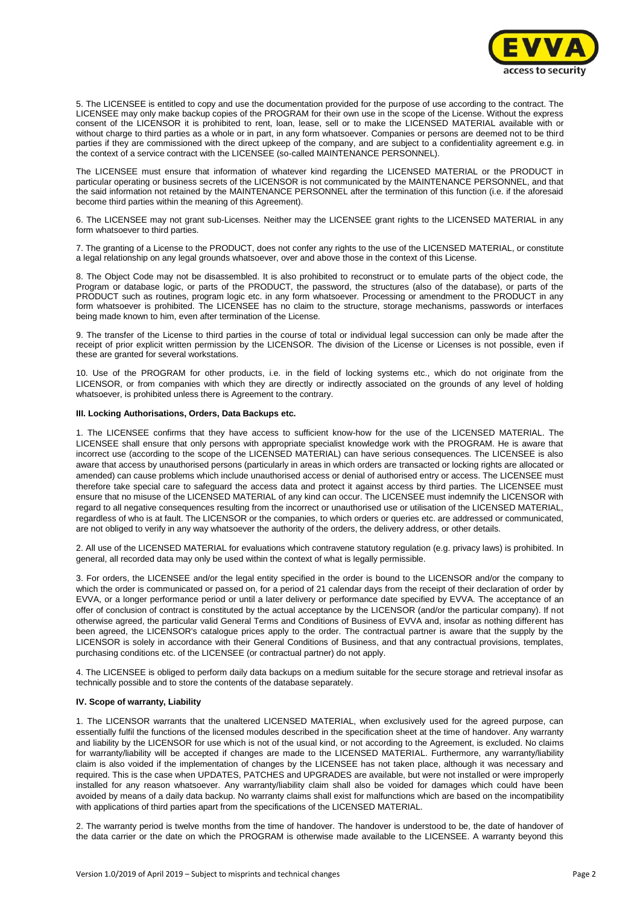5. The LICENSEE is entitled to copy and use the documentation provided for the purpose of use according to the contract. The LICENSEE may only make backup copies of the PROGRAM for their own use in the scope of the License. Without the express consent of the LICENSOR it is prohibited to rent, loan, lease, sell or to make the LICENSED MATERIAL available with or without charge to third parties as a whole or in part, in any form whatsoever. Companies or persons are deemed not to be third parties if they are commissioned with the direct upkeep of the company, and are subject to a confidentiality agreement e.g. in the context of a service contract with the LICENSEE (so-called MAINTENANCE PERSONNEL).

The LICENSEE must ensure that information of whatever kind regarding the LICENSED MATERIAL or the PRODUCT in particular operating or business secrets of the LICENSOR is not communicated by the MAINTENANCE PERSONNEL, and that the said information not retained by the MAINTENANCE PERSONNEL after the termination of this function (i.e. if the aforesaid become third parties within the meaning of this Agreement).

6. The LICENSEE may not grant sub-Licenses. Neither may the LICENSEE grant rights to the LICENSED MATERIAL in any form whatsoever to third parties.

7. The granting of a License to the PRODUCT, does not confer any rights to the use of the LICENSED MATERIAL, or constitute a legal relationship on any legal grounds whatsoever, over and above those in the context of this License.

8. The Object Code may not be disassembled. It is also prohibited to reconstruct or to emulate parts of the object code, the Program or database logic, or parts of the PRODUCT, the password, the structures (also of the database), or parts of the PRODUCT such as routines, program logic etc. in any form whatsoever. Processing or amendment to the PRODUCT in any form whatsoever is prohibited. The LICENSEE has no claim to the structure, storage mechanisms, passwords or interfaces being made known to him, even after termination of the License.

9. The transfer of the License to third parties in the course of total or individual legal succession can only be made after the receipt of prior explicit written permission by the LICENSOR. The division of the License or Licenses is not possible, even if these are granted for several workstations.

10. Use of the PROGRAM for other products, i.e. in the field of locking systems etc., which do not originate from the LICENSOR, or from companies with which they are directly or indirectly associated on the grounds of any level of holding whatsoever, is prohibited unless there is Agreement to the contrary.

**III. Locking Authorisations, Orders, Data Backups etc.**

1. The LICENSEE confirms that they have access to sufficient know-how for the use of the LICENSED MATERIAL. The LICENSEE shall ensure that only persons with appropriate specialist knowledge work with the PROGRAM. He is aware that incorrect use (according to the scope of the LICENSED MATERIAL) can have serious consequences. The LICENSEE is also aware that access by unauthorised persons (particularly in areas in which orders are transacted or locking rights are allocated or amended) can cause problems which include unauthorised access or denial of authorised entry or access. The LICENSEE must therefore take special care to safeguard the access data and protect it against access by third parties. The LICENSEE must ensure that no misuse of the LICENSED MATERIAL of any kind can occur. The LICENSEE must indemnify the LICENSOR with regard to all negative consequences resulting from the incorrect or unauthorised use or utilisation of the LICENSED MATERIAL, regardless of who is at fault. The LICENSOR or the companies, to which orders or queries etc. are addressed or communicated, are not obliged to verify in any way whatsoever the authority of the orders, the delivery address, or other details.

2. All use of the LICENSED MATERIAL for evaluations which contravene statutory regulation (e.g. privacy laws) is prohibited. In general, all recorded data may only be used within the context of what is legally permissible.

3. For orders, the LICENSEE and/or the legal entity specified in the order is bound to the LICENSOR and/or the company to which the order is communicated or passed on, for a period of 21 calendar days from the receipt of their declaration of order by EVVA, or a longer performance period or until a later delivery or performance date specified by EVVA. The acceptance of an offer of conclusion of contract is constituted by the actual acceptance by the LICENSOR (and/or the particular company). If not otherwise agreed, the particular valid General Terms and Conditions of Business of EVVA and, insofar as nothing different has been agreed, the LICENSOR's catalogue prices apply to the order. The contractual partner is aware that the supply by the LICENSOR is solely in accordance with their General Conditions of Business, and that any contractual provisions, templates, purchasing conditions etc. of the LICENSEE (or contractual partner) do not apply.

4. The LICENSEE is obliged to perform daily data backups on a medium suitable for the secure storage and retrieval insofar as technically possible and to store the contents of the database separately.

**IV. Scope of warranty, Liability**

1. The LICENSOR warrants that the unaltered LICENSED MATERIAL, when exclusively used for the agreed purpose, can essentially fulfil the functions of the licensed modules described in the specification sheet at the time of handover. Any warranty and liability by the LICENSOR for use which is not of the usual kind, or not according to the Agreement, is excluded. No claims for warranty/liability will be accepted if changes are made to the LICENSED MATERIAL. Furthermore, any warranty/liability claim is also voided if the implementation of changes by the LICENSEE has not taken place, although it was necessary and required. This is the case when UPDATES, PATCHES and UPGRADES are available, but were not installed or were improperly installed for any reason whatsoever. Any warranty/liability claim shall also be voided for damages which could have been avoided by means of a daily data backup. No warranty claims shall exist for malfunctions which are based on the incompatibility with applications of third parties apart from the specifications of the LICENSED MATERIAL.

2. The warranty period is twelve months from the time of handover. The handover is understood to be, the date of handover of the data carrier or the date on which the PROGRAM is otherwise made available to the LICENSEE. A warranty beyond this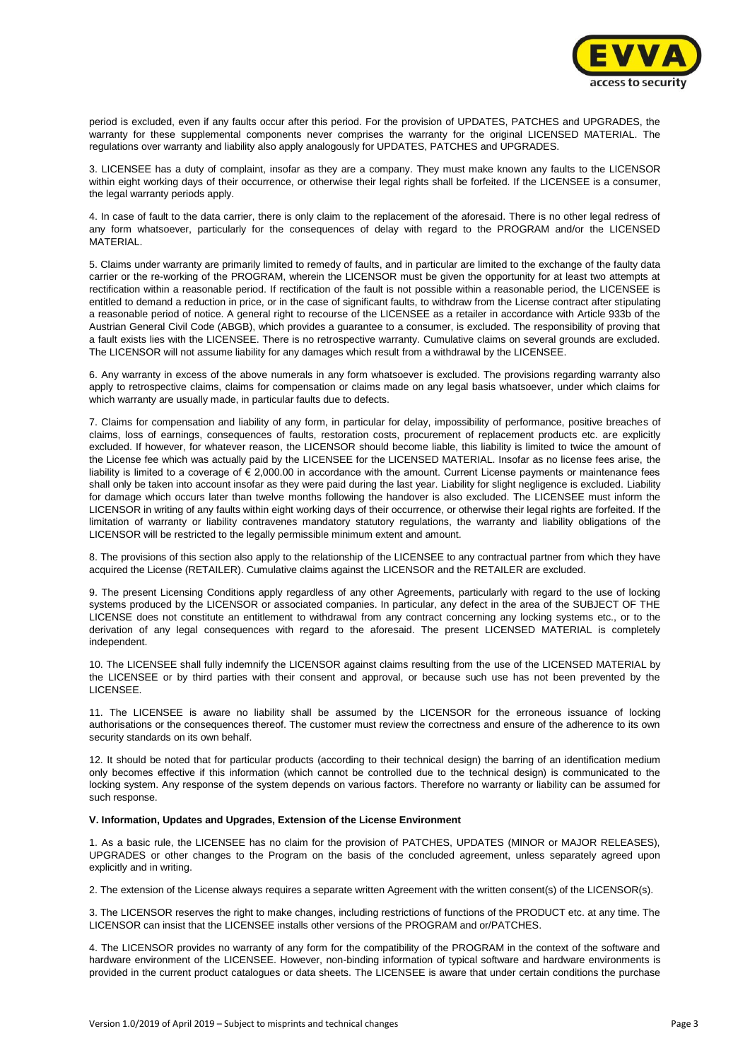period is excluded, even if any faults occur after this period. For the provision of UPDATES, PATCHES and UPGRADES, the warranty for these supplemental components never comprises the warranty for the original LICENSED MATERIAL. The regulations over warranty and liability also apply analogously for UPDATES, PATCHES and UPGRADES.

3. LICENSEE has a duty of complaint, insofar as they are a company. They must make known any faults to the LICENSOR within eight working days of their occurrence, or otherwise their legal rights shall be forfeited. If the LICENSEE is a consumer, the legal warranty periods apply.

4. In case of fault to the data carrier, there is only claim to the replacement of the aforesaid. There is no other legal redress of any form whatsoever, particularly for the consequences of delay with regard to the PROGRAM and/or the LICENSED MATERIAL.

5. Claims under warranty are primarily limited to remedy of faults, and in particular are limited to the exchange of the faulty data carrier or the re-working of the PROGRAM, wherein the LICENSOR must be given the opportunity for at least two attempts at rectification within a reasonable period. If rectification of the fault is not possible within a reasonable period, the LICENSEE is entitled to demand a reduction in price, or in the case of significant faults, to withdraw from the License contract after stipulating a reasonable period of notice. A general right to recourse of the LICENSEE as a retailer in accordance with Article 933b of the Austrian General Civil Code (ABGB), which provides a guarantee to a consumer, is excluded. The responsibility of proving that a fault exists lies with the LICENSEE. There is no retrospective warranty. Cumulative claims on several grounds are excluded. The LICENSOR will not assume liability for any damages which result from a withdrawal by the LICENSEE.

6. Any warranty in excess of the above numerals in any form whatsoever is excluded. The provisions regarding warranty also apply to retrospective claims, claims for compensation or claims made on any legal basis whatsoever, under which claims for which warranty are usually made, in particular faults due to defects.

7. Claims for compensation and liability of any form, in particular for delay, impossibility of performance, positive breaches of claims, loss of earnings, consequences of faults, restoration costs, procurement of replacement products etc. are explicitly excluded. If however, for whatever reason, the LICENSOR should become liable, this liability is limited to twice the amount of the License fee which was actually paid by the LICENSEE for the LICENSED MATERIAL. Insofar as no license fees arise, the liability is limited to a coverage of € 2,000.00 in accordance with the amount. Current License payments or maintenance fees shall only be taken into account insofar as they were paid during the last year. Liability for slight negligence is excluded. Liability for damage which occurs later than twelve months following the handover is also excluded. The LICENSEE must inform the LICENSOR in writing of any faults within eight working days of their occurrence, or otherwise their legal rights are forfeited. If the limitation of warranty or liability contravenes mandatory statutory regulations, the warranty and liability obligations of the LICENSOR will be restricted to the legally permissible minimum extent and amount.

8. The provisions of this section also apply to the relationship of the LICENSEE to any contractual partner from which they have acquired the License (RETAILER). Cumulative claims against the LICENSOR and the RETAILER are excluded.

9. The present Licensing Conditions apply regardless of any other Agreements, particularly with regard to the use of locking systems produced by the LICENSOR or associated companies. In particular, any defect in the area of the SUBJECT OF THE LICENSE does not constitute an entitlement to withdrawal from any contract concerning any locking systems etc., or to the derivation of any legal consequences with regard to the aforesaid. The present LICENSED MATERIAL is completely independent.

10. The LICENSEE shall fully indemnify the LICENSOR against claims resulting from the use of the LICENSED MATERIAL by the LICENSEE or by third parties with their consent and approval, or because such use has not been prevented by the LICENSEE.

11. The LICENSEE is aware no liability shall be assumed by the LICENSOR for the erroneous issuance of locking authorisations or the consequences thereof. The customer must review the correctness and ensure of the adherence to its own security standards on its own behalf.

12. It should be noted that for particular products (according to their technical design) the barring of an identification medium only becomes effective if this information (which cannot be controlled due to the technical design) is communicated to the locking system. Any response of the system depends on various factors. Therefore no warranty or liability can be assumed for such response.

#### V. Information, Updates and Upgrades, Extension of the License Environment

1. As a basic rule, the LICENSEE has no claim for the provision of PATCHES, UPDATES (MINOR or MAJOR RELEASES), UPGRADES or other changes to the Program on the basis of the concluded agreement, unless separately agreed upon explicitly and in writing.

2. The extension of the License always requires a separate written Agreement with the written consent(s) of the LICENSOR(s).

3. The LICENSOR reserves the right to make changes, including restrictions of functions of the PRODUCT etc. at any time. The LICENSOR can insist that the LICENSEE installs other versions of the PROGRAM and or/PATCHES.

4. The LICENSOR provides no warranty of any form for the compatibility of the PROGRAM in the context of the software and hardware environment of the LICENSEE. However, non-binding information of typical software and hardware environments is provided in the current product catalogues or data sheets. The LICENSEE is aware that under certain conditions the purchase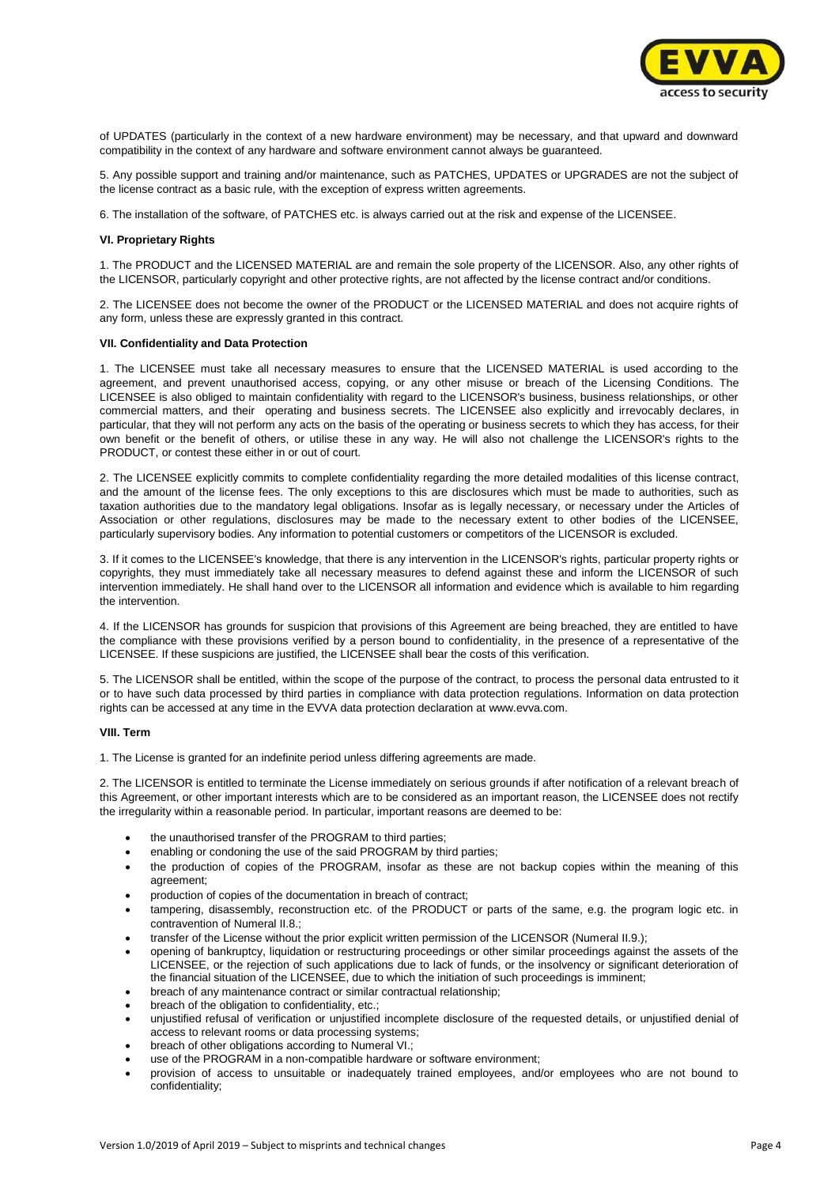of UPDATES (particularly in the context of a new hardware environment) may be necessary, and that upward and downward compatibility in the context of any hardware and software environment cannot always be guaranteed.

5. Any possible support and training and/or maintenance, such as PATCHES, UPDATES or UPGRADES are not the subject of the license contract as a basic rule, with the exception of express written agreements.

6. The installation of the software, of PATCHES etc. is always carried out at the risk and expense of the LICENSEE.

### VI. Proprietary Rights

1. The PRODUCT and the LICENSED MATERIAL are and remain the sole property of the LICENSOR. Also, any other rights of the LICENSOR, particularly copyright and other protective rights, are not affected by the license contract and/or conditions.

2. The LICENSEE does not become the owner of the PRODUCT or the LICENSED MATERIAL and does not acquire rights of any form, unless these are expressly granted in this contract.

### VII. Confidentiality and Data Protection

1. The LICENSEE must take all necessary measures to ensure that the LICENSED MATERIAL is used according to the agreement, and prevent unauthorised access, copying, or any other misuse or breach of the Licensing Conditions. The LICENSEE is also obliged to maintain confidentiality with regard to the LICENSOR's business, business relationships, or other commercial matters, and their operating and business secrets. The LICENSEE also explicitly and irrevocably declares, in particular, that they will not perform any acts on the basis of the operating or business secrets to which they has access, for their own benefit or the benefit of others, or utilise these in any way. He will also not challenge the LICENSOR's rights to the PRODUCT, or contest these either in or out of court.

2. The LICENSEE explicitly commits to complete confidentiality regarding the more detailed modalities of this license contract, and the amount of the license fees. The only exceptions to this are disclosures which must be made to authorities, such as taxation authorities due to the mandatory legal obligations. Insofar as is legally necessary, or necessary under the Articles of Association or other regulations, disclosures may be made to the necessary extent to other bodies of the LICENSEE, particularly supervisory bodies. Any information to potential customers or competitors of the LICENSOR is excluded.

3. If it comes to the LICENSEE's knowledge, that there is any intervention in the LICENSOR's rights, particular property rights or copyrights, they must immediately take all necessary measures to defend against these and inform the LICENSOR of such intervention immediately. He shall hand over to the LICENSOR all information and evidence which is available to him regarding the intervention.

4. If the LICENSOR has grounds for suspicion that provisions of this Agreement are being breached, they are entitled to have the compliance with these provisions verified by a person bound to confidentiality, in the presence of a representative of the LICENSEE. If these suspicions are justified, the LICENSEE shall bear the costs of this verification.

5. The LICENSOR shall be entitled, within the scope of the purpose of the contract, to process the personal data entrusted to it or to have such data processed by third parties in compliance with data protection regulations. Information on data protection rights can be accessed at any time in the EVVA data protection declaration at www.evva.com.

### VIII. Term

1. The License is granted for an indefinite period unless differing agreements are made.

2. The LICENSOR is entitled to terminate the License immediately on serious grounds if after notification of a relevant breach of this Agreement, or other important interests which are to be considered as an important reason, the LICENSEE does not rectify the irregularity within a reasonable period. In particular, important reasons are deemed to be:

- the unauthorised transfer of the PROGRAM to third parties;
- enabling or condoning the use of the said PROGRAM by third parties;
- the production of copies of the PROGRAM, insofar as these are not backup copies within the meaning of this agreement;
- production of copies of the documentation in breach of contract;
- tampering, disassembly, reconstruction etc. of the PRODUCT or parts of the same, e.g. the program logic etc. in contravention of Numeral II.8.;
- transfer of the License without the prior explicit written permission of the LICENSOR (Numeral II.9.);
- opening of bankruptcy, liquidation or restructuring proceedings or other similar proceedings against the assets of the LICENSEE, or the rejection of such applications due to lack of funds, or the insolvency or significant deterioration of the financial situation of the LICENSEE, due to which the initiation of such proceedings is imminent;
- breach of any maintenance contract or similar contractual relationship;
- breach of the obligation to confidentiality, etc.;
- unjustified refusal of verification or unjustified incomplete disclosure of the requested details, or unjustified denial of access to relevant rooms or data processing systems;
- breach of other obligations according to Numeral VI.;
- use of the PROGRAM in a non-compatible hardware or software environment;
- provision of access to unsuitable or inadequately trained employees, and/or employees who are not bound to confidentiality;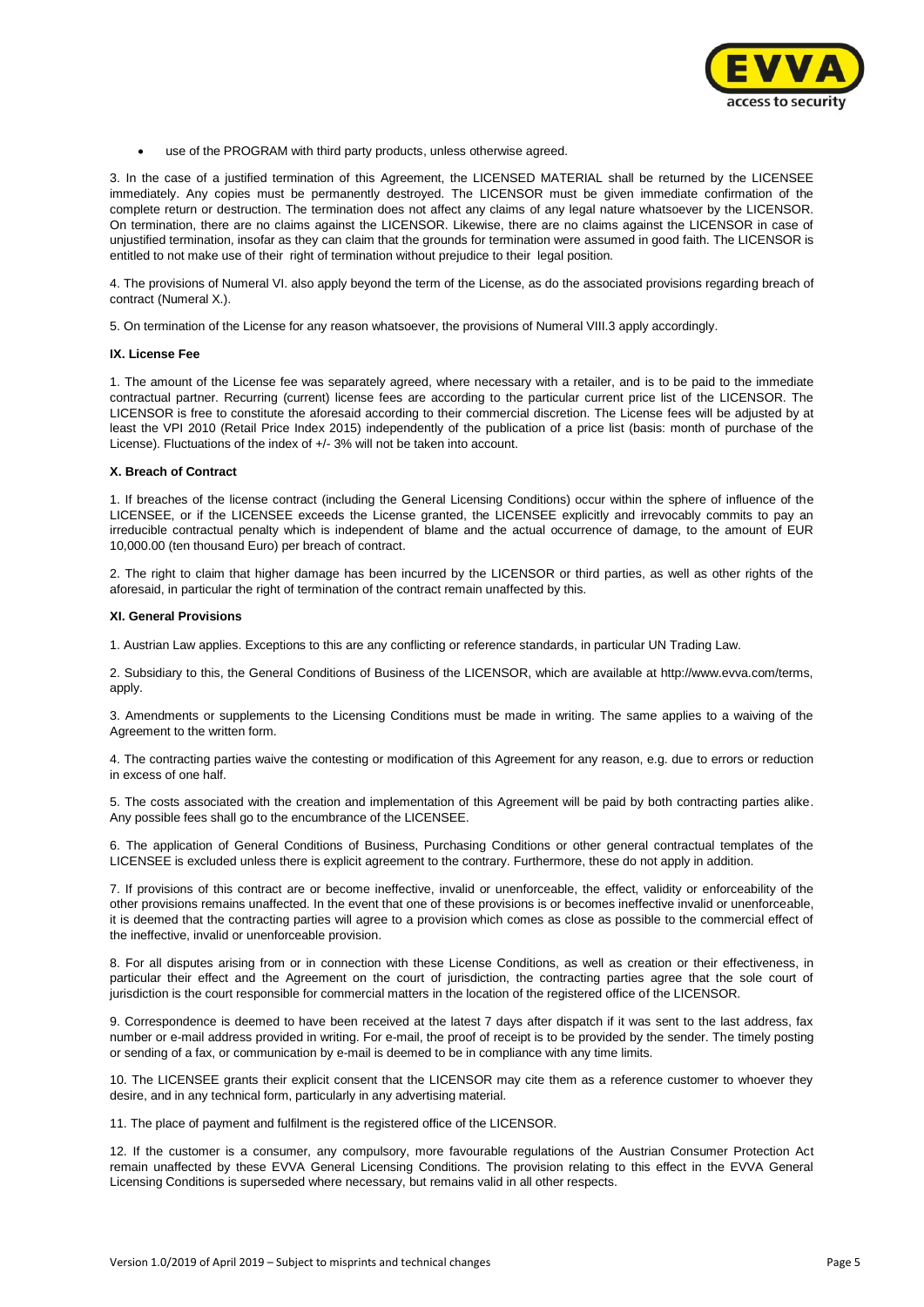- use of the PROGRAM with third party products, unless otherwise agreed.

3. In the case of a justified termination of this Agreement, the LICENSED MATERIAL shall be returned by the LICENSEE immediately. Any copies must be permanently destroyed. The LICENSOR must be given immediate confirmation of the complete return or destruction. The termination does not affect any claims of any legal nature whatsoever by the LICENSOR. On termination, there are no claims against the LICENSOR. Likewise, there are no claims against the LICENSOR in case of unjustified termination, insofar as they can claim that the grounds for termination were assumed in good faith. The LICENSOR is entitled to not make use of their right of termination without prejudice to their legal position.

4. The provisions of Numeral VI. also apply beyond the term of the License, as do the associated provisions regarding breach of contract (Numeral X.).

5. On termination of the License for any reason whatsoever, the provisions of Numeral VIII.3 apply accordingly.

**IX. License Fee**

1. The amount of the License fee was separately agreed, where necessary with a retailer, and is to be paid to the immediate contractual partner. Recurring (current) license fees are according to the particular current price list of the LICENSOR. The LICENSOR is free to constitute the aforesaid according to their commercial discretion. The License fees will be adjusted by at least the VPI 2010 (Retail Price Index 2015) independently of the publication of a price list (basis: month of purchase of the License). Fluctuations of the index of +/- 3% will not be taken into account.

**X. Breach of Contract**

1. If breaches of the license contract (including the General Licensing Conditions) occur within the sphere of influence of the LICENSEE, or if the LICENSEE exceeds the License granted, the LICENSEE explicitly and irrevocably commits to pay an irreducible contractual penalty which is independent of blame and the actual occurrence of damage, to the amount of EUR 10,000.00 (ten thousand Euro) per breach of contract.

2. The right to claim that higher damage has been incurred by the LICENSOR or third parties, as well as other rights of the aforesaid, in particular the right of termination of the contract remain unaffected by this.

**XI. General Provisions**

1. Austrian Law applies. Exceptions to this are any conflicting or reference standards, in particular UN Trading Law.

2. Subsidiary to this, the General Conditions of Business of the LICENSOR, which are available at http://www.evva.com/terms, apply.

3. Amendments or supplements to the Licensing Conditions must be made in writing. The same applies to a waiving of the Agreement to the written form.

4. The contracting parties waive the contesting or modification of this Agreement for any reason, e.g. due to errors or reduction in excess of one half.

5. The costs associated with the creation and implementation of this Agreement will be paid by both contracting parties alike. Any possible fees shall go to the encumbrance of the LICENSEE.

6. The application of General Conditions of Business, Purchasing Conditions or other general contractual templates of the LICENSEE is excluded unless there is explicit agreement to the contrary. Furthermore, these do not apply in addition.

7. If provisions of this contract are or become ineffective, invalid or unenforceable, the effect, validity or enforceability of the other provisions remains unaffected. In the event that one of these provisions is or becomes ineffective invalid or unenforceable, it is deemed that the contracting parties will agree to a provision which comes as close as possible to the commercial effect of the ineffective, invalid or unenforceable provision.

8. For all disputes arising from or in connection with these License Conditions, as well as creation or their effectiveness, in particular their effect and the Agreement on the court of jurisdiction, the contracting parties agree that the sole court of jurisdiction is the court responsible for commercial matters in the location of the registered office of the LICENSOR.

9. Correspondence is deemed to have been received at the latest 7 days after dispatch if it was sent to the last address, fax number or e-mail address provided in writing. For e-mail, the proof of receipt is to be provided by the sender. The timely posting or sending of a fax, or communication by e-mail is deemed to be in compliance with any time limits.

10. The LICENSEE grants their explicit consent that the LICENSOR may cite them as a reference customer to whoever they desire, and in any technical form, particularly in any advertising material.

11. The place of payment and fulfilment is the registered office of the LICENSOR.

12. If the customer is a consumer, any compulsory, more favourable regulations of the Austrian Consumer Protection Act remain unaffected by these EVVA General Licensing Conditions. The provision relating to this effect in the EVVA General Licensing Conditions is superseded where necessary, but remains valid in all other respects.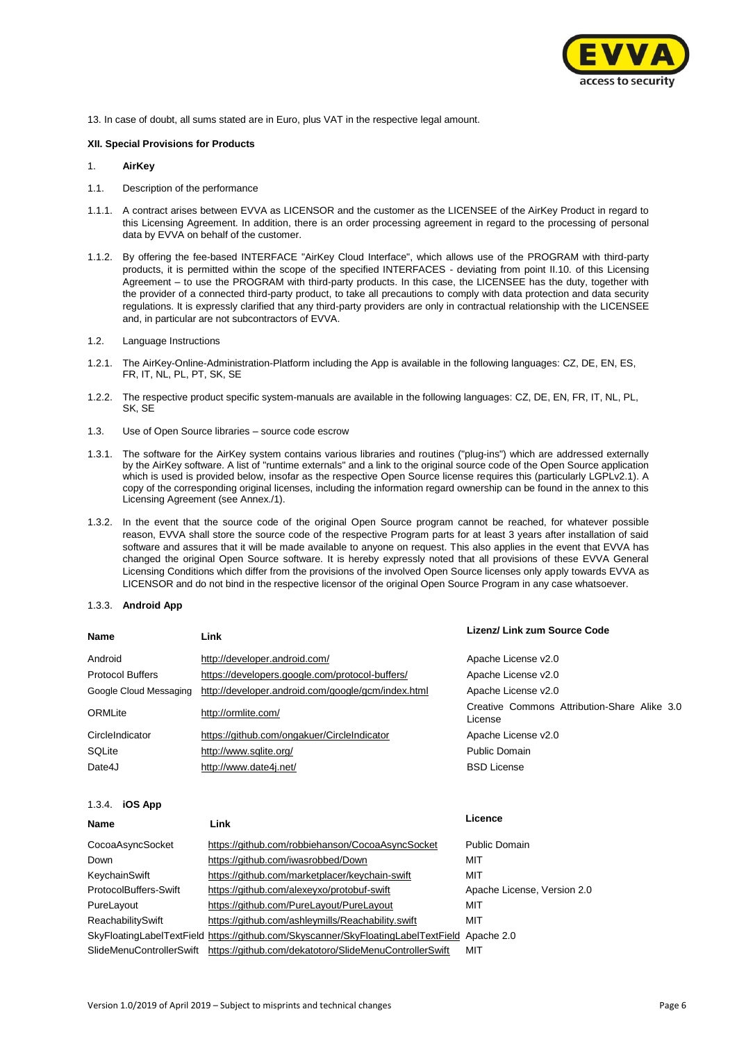13. In case of doubt, all sums stated are in Euro, plus VAT in the respective legal amount.

**XII. Special Provisions for Products**

1. **AirKey**

1.1. Description of the performance

1.1.1. A contract arises between EVVA as LICENSOR and the customer as the LICENSEE of the AirKey Product in regard to this Licensing Agreement. In addition, there is an order processing agreement in regard to the processing of personal data by EVVA on behalf of the customer.

1.1.2. By offering the fee-based INTERFACE "AirKey Cloud Interface", which allows use of the PROGRAM with third-party products, it is permitted within the scope of the specified INTERFACES - deviating from point II.10. of this Licensing Agreement – to use the PROGRAM with third-party products. In this case, the LICENSEE has the duty, together with the provider of a connected third-party product, to take all precautions to comply with data protection and data security regulations. It is expressly clarified that any third-party providers are only in contractual relationship with the LICENSEE and, in particular are not subcontractors of EVVA.

1.2. Language Instructions

1.2.1. The AirKey-Online-Administration-Platform including the App is available in the following languages: CZ, DE, EN, ES, FR, IT, NL, PL, PT, SK, SE

1.2.2. The respective product specific system-manuals are available in the following languages: CZ, DE, EN, FR, IT, NL, PL, SK, SE

1.3. Use of Open Source libraries – source code escrow

1.3.1. The software for the AirKey system contains various libraries and routines ("plug-ins") which are addressed externally by the AirKey software. A list of "runtime externals" and a link to the original source code of the Open Source application which is used is provided below, insofar as the respective Open Source license requires this (particularly LGPLv2.1). A copy of the corresponding original licenses, including the information regard ownership can be found in the annex to this Licensing Agreement (see Annex./1).

1.3.2. In the event that the source code of the original Open Source program cannot be reached, for whatever possible reason, EVVA shall store the source code of the respective Program parts for at least 3 years after installation of said software and assures that it will be made available to anyone on request. This also applies in the event that EVVA has changed the original Open Source software. It is hereby expressly noted that all provisions of these EVVA General Licensing Conditions which differ from the provisions of the involved Open Source licenses only apply towards EVVA as LICENSOR and do not bind in the respective licensor of the original Open Source Program in any case whatsoever.

1.3.3. **Android App**

| Name | Link | Lizenz/ Link zum Source Code |
|---|---|---|
| Android | http://developer.android.com/ | Apache License v2.0 |
| Protocol Buffers | https://developers.google.com/protocol-buffers/ | Apache License v2.0 |
| Google Cloud Messaging | http://developer.android.com/google/gcm/index.html | Apache License v2.0 |
| ORMLite | http://ormlite.com/ | Creative Commons Attribution-Share Alike 3.0 License |
| CircleIndicator | https://github.com/ongakuer/CircleIndicator | Apache License v2.0 |
| SQLite | http://www.sqlite.org/ | Public Domain |
| Date4J | http://www.date4j.net/ | BSD License |

1.3.4. **iOS App**

| Name | Link | Licence |
|---|---|---|
| CocoaAsyncSocket | https://github.com/robbiehanson/CocoaAsyncSocket | Public Domain |
| Down | https://github.com/iwasrobbed/Down | MIT |
| KeychainSwift | https://github.com/marketplacer/keychain-swift | MIT |
| ProtocolBuffers-Swift | https://github.com/alexeyxo/protobuf-swift | Apache License, Version 2.0 |
| PureLayout | https://github.com/PureLayout/PureLayout | MIT |
| ReachabilitySwift | https://github.com/ashleymills/Reachability.swift | MIT |
| SkyFloatingLabelTextField | https://github.com/Skyscanner/SkyFloatingLabelTextField | Apache 2.0 |
| SlideMenuControllerSwift | https://github.com/dekatotoro/SlideMenuControllerSwift | MIT |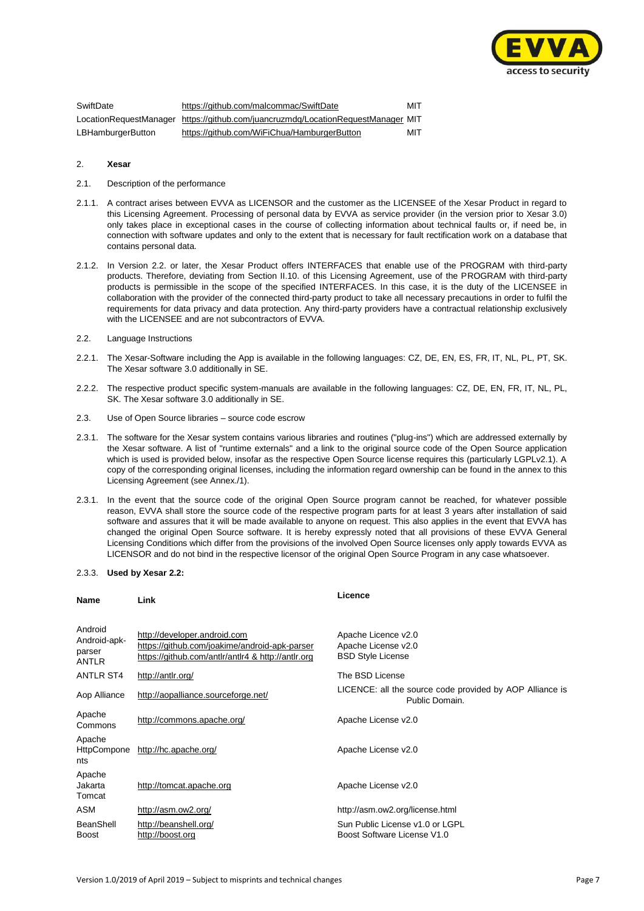| SwiftDate | https://github.com/malcommac/SwiftDate | MIT |
|---|---|---|
| LocationRequestManager | https://github.com/juancruzmdq/LocationRequestManager | MIT |
| LBHamburgerButton | https://github.com/WiFiChua/HamburgerButton | MIT |

## 2. **Xesar**

2.1. Description of the performance

2.1.1. A contract arises between EVVA as LICENSOR and the customer as the LICENSEE of the Xesar Product in regard to this Licensing Agreement. Processing of personal data by EVVA as service provider (in the version prior to Xesar 3.0) only takes place in exceptional cases in the course of collecting information about technical faults or, if need be, in connection with software updates and only to the extent that is necessary for fault rectification work on a database that contains personal data.

2.1.2. In Version 2.2. or later, the Xesar Product offers INTERFACES that enable use of the PROGRAM with third-party products. Therefore, deviating from Section II.10. of this Licensing Agreement, use of the PROGRAM with third-party products is permissible in the scope of the specified INTERFACES. In this case, it is the duty of the LICENSEE in collaboration with the provider of the connected third-party product to take all necessary precautions in order to fulfil the requirements for data privacy and data protection. Any third-party providers have a contractual relationship exclusively with the LICENSEE and are not subcontractors of EVVA.

2.2. Language Instructions

2.2.1. The Xesar-Software including the App is available in the following languages: CZ, DE, EN, ES, FR, IT, NL, PL, PT, SK. The Xesar software 3.0 additionally in SE.

2.2.2. The respective product specific system-manuals are available in the following languages: CZ, DE, EN, FR, IT, NL, PL, SK. The Xesar software 3.0 additionally in SE.

2.3. Use of Open Source libraries – source code escrow

2.3.1. The software for the Xesar system contains various libraries and routines ("plug-ins") which are addressed externally by the Xesar software. A list of "runtime externals" and a link to the original source code of the Open Source application which is used is provided below, insofar as the respective Open Source license requires this (particularly LGPLv2.1). A copy of the corresponding original licenses, including the information regard ownership can be found in the annex to this Licensing Agreement (see Annex./1).

2.3.1. In the event that the source code of the original Open Source program cannot be reached, for whatever possible reason, EVVA shall store the source code of the respective program parts for at least 3 years after installation of said software and assures that it will be made available to anyone on request. This also applies in the event that EVVA has changed the original Open Source software. It is hereby expressly noted that all provisions of these EVVA General Licensing Conditions which differ from the provisions of the involved Open Source licenses only apply towards EVVA as LICENSOR and do not bind in the respective licensor of the original Open Source Program in any case whatsoever.

2.3.3. **Used by Xesar 2.2:**

| **Name** | **Link** | **Licence** |
|---|---|---|
| Android | http://developer.android.com | Apache Licence v2.0 |
| Android-apk-parser | https://github.com/joakime/android-apk-parser | Apache License v2.0 |
| ANTLR | https://github.com/antlr/antlr4 & http://antlr.org | BSD Style License |
| ANTLR ST4 | http://antlr.org/ | The BSD License |
| Aop Alliance | http://aopalliance.sourceforge.net/ | LICENCE: all the source code provided by AOP Alliance is Public Domain. |
| Apache Commons | http://commons.apache.org/ | Apache License v2.0 |
| Apache HttpComponents | http://hc.apache.org/ | Apache License v2.0 |
| Apache Jakarta Tomcat | http://tomcat.apache.org | Apache License v2.0 |
| ASM | http://asm.ow2.org/ | http://asm.ow2.org/license.html |
| BeanShell | http://beanshell.org/ | Sun Public License v1.0 or LGPL |
| Boost | http://boost.org | Boost Software License V1.0 |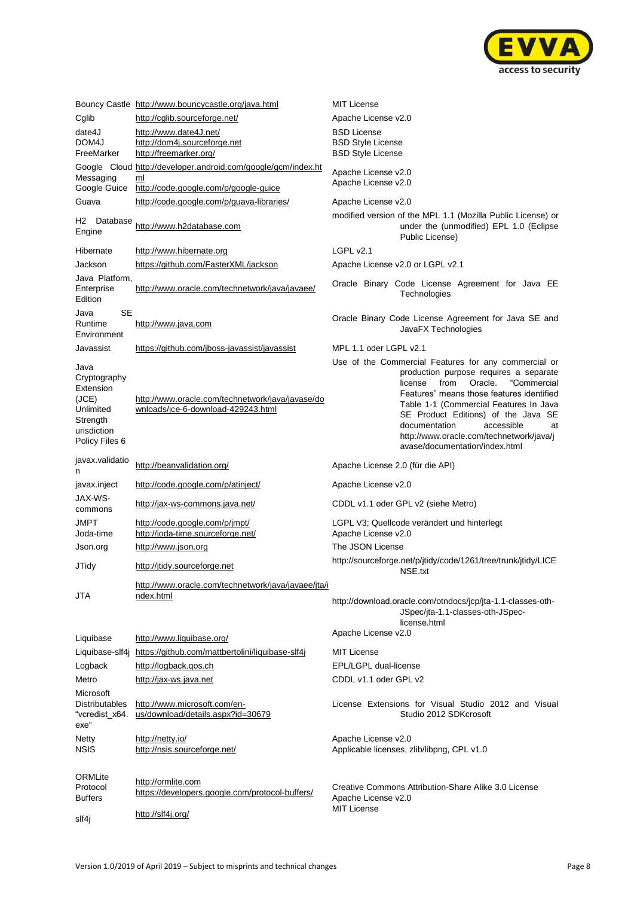| | | |
|---|---|---|
| Bouncy Castle | http://www.bouncycastle.org/java.html | MIT License |
| Cglib | http://cglib.sourceforge.net/ | Apache License v2.0 |
| date4J | http://www.date4J.net/ | BSD License |
| DOM4J | http://dom4j.sourceforge.net | BSD Style License |
| FreeMarker | http://freemarker.org/ | BSD Style License |
| Google Cloud Messaging | http://developer.android.com/google/gcm/index.html | Apache License v2.0 |
| Google Guice | http://code.google.com/p/google-guice | Apache License v2.0 |
| Guava | http://code.google.com/p/guava-libraries/ | Apache License v2.0 |
| H2 Database Engine | http://www.h2database.com | modified version of the MPL 1.1 (Mozilla Public License) or under the (unmodified) EPL 1.0 (Eclipse Public License) |
| Hibernate | http://www.hibernate.org | LGPL v2.1 |
| Jackson | https://github.com/FasterXML/jackson | Apache License v2.0 or LGPL v2.1 |
| Java Platform, Enterprise Edition | http://www.oracle.com/technetwork/java/javaee/ | Oracle Binary Code License Agreement for Java EE Technologies |
| Java SE Runtime Environment | http://www.java.com | Oracle Binary Code License Agreement for Java SE and JavaFX Technologies |
| Javassist | https://github.com/jboss-javassist/javassist | MPL 1.1 oder LGPL v2.1 |
| Java Cryptography Extension (JCE) Unlimited Strength urisdiction Policy Files 6 | http://www.oracle.com/technetwork/java/javase/downloads/jce-6-download-429243.html | Use of the Commercial Features for any commercial or production purpose requires a separate license from Oracle. "Commercial Features" means those features identified Table 1-1 (Commercial Features In Java SE Product Editions) of the Java SE documentation accessible at http://www.oracle.com/technetwork/java/javase/documentation/index.html |
| javax.validation | http://beanvalidation.org/ | Apache License 2.0 (für die API) |
| javax.inject | http://code.google.com/p/atinject/ | Apache License v2.0 |
| JAX-WS-commons | http://jax-ws-commons.java.net/ | CDDL v1.1 oder GPL v2 (siehe Metro) |
| JMPT | http://code.google.com/p/jmpt/ | LGPL V3; Quellcode verändert und hinterlegt |
| Joda-time | http://joda-time.sourceforge.net/ | Apache License v2.0 |
| Json.org | http://www.json.org | The JSON License |
| JTidy | http://jtidy.sourceforge.net | http://sourceforge.net/p/jtidy/code/1261/tree/trunk/jtidy/LICENSE.txt |
| JTA | http://www.oracle.com/technetwork/java/javaee/jta/index.html | http://download.oracle.com/otndocs/jcp/jta-1.1-classes-oth-JSpec/jta-1.1-classes-oth-JSpec-license.html |
| Liquibase | http://www.liquibase.org/ | Apache License v2.0 |
| Liquibase-slf4j | https://github.com/mattbertolini/liquibase-slf4j | MIT License |
| Logback | http://logback.qos.ch | EPL/LGPL dual-license |
| Metro | http://jax-ws.java.net | CDDL v1.1 oder GPL v2 |
| Microsoft Distributables "vcredist_x64.exe" | http://www.microsoft.com/en-us/download/details.aspx?id=30679 | License Extensions for Visual Studio 2012 and Visual Studio 2012 SDKcrosoft |
| Netty | http://netty.io/ | Apache License v2.0 |
| NSIS | http://nsis.sourceforge.net/ | Applicable licenses, zlib/libpng, CPL v1.0 |
| ORMLite | http://ormlite.com | Creative Commons Attribution-Share Alike 3.0 License |
| Protocol Buffers | https://developers.google.com/protocol-buffers/ | Apache License v2.0 |
| slf4j | http://slf4j.org/ | MIT License |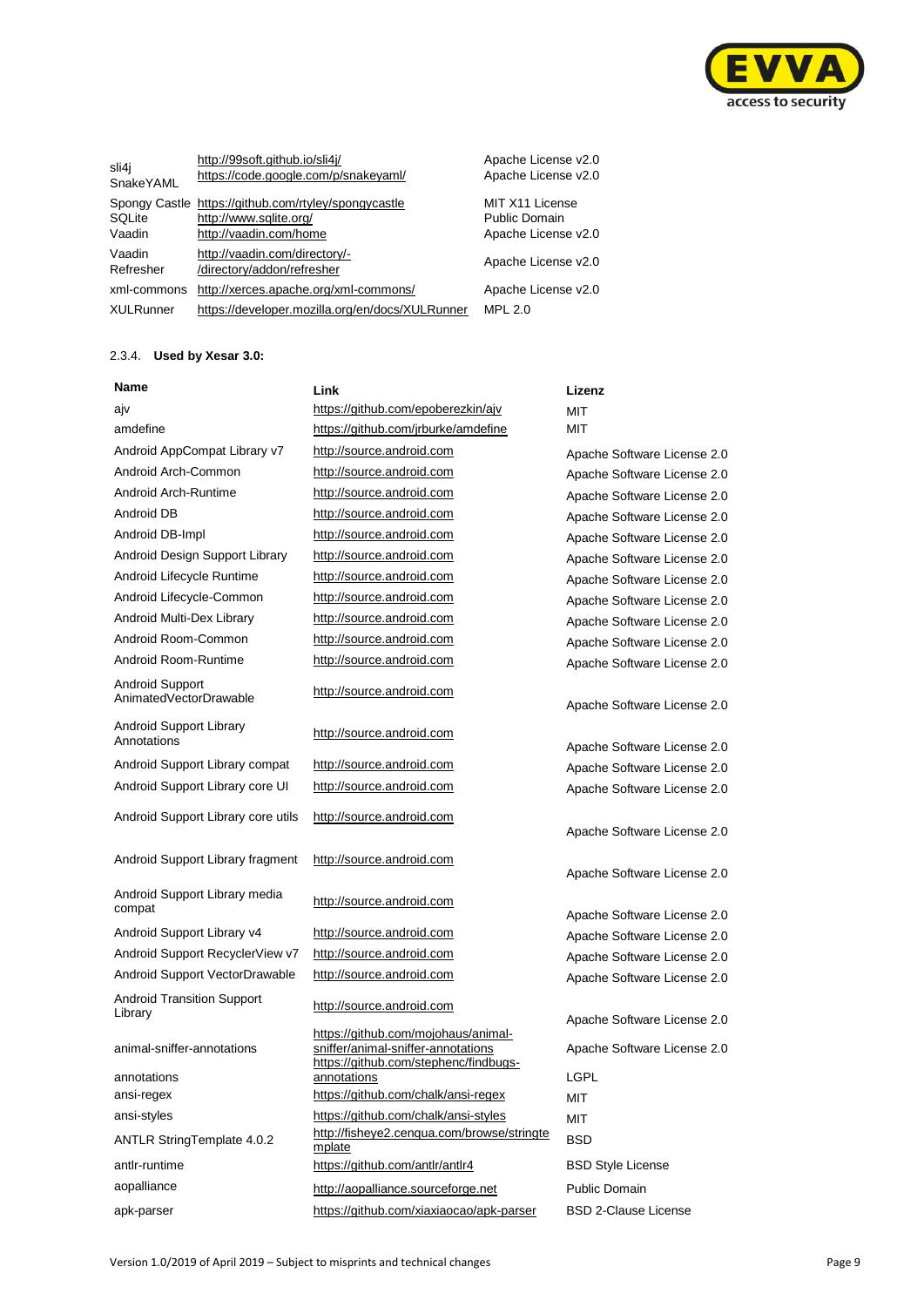| | | |
|---|---|---|
| sli4j | http://99soft.github.io/sli4j/ | Apache License v2.0 |
| SnakeYAML | https://code.google.com/p/snakeyaml/ | Apache License v2.0 |
| Spongy Castle | https://github.com/rtyley/spongycastle | MIT X11 License |
| SQLite | http://www.sqlite.org/ | Public Domain |
| Vaadin | http://vaadin.com/home | Apache License v2.0 |
| Vaadin Refresher | http://vaadin.com/directory/-/directory/addon/refresher | Apache License v2.0 |
| xml-commons | http://xerces.apache.org/xml-commons/ | Apache License v2.0 |
| XULRunner | https://developer.mozilla.org/en/docs/XULRunner | MPL 2.0 |

### 2.3.4. Used by Xesar 3.0:

| Name | Link | Lizenz |
|---|---|---|
| ajv | https://github.com/epoberezkin/ajv | MIT |
| amdefine | https://github.com/jrburke/amdefine | MIT |
| Android AppCompat Library v7 | http://source.android.com | Apache Software License 2.0 |
| Android Arch-Common | http://source.android.com | Apache Software License 2.0 |
| Android Arch-Runtime | http://source.android.com | Apache Software License 2.0 |
| Android DB | http://source.android.com | Apache Software License 2.0 |
| Android DB-Impl | http://source.android.com | Apache Software License 2.0 |
| Android Design Support Library | http://source.android.com | Apache Software License 2.0 |
| Android Lifecycle Runtime | http://source.android.com | Apache Software License 2.0 |
| Android Lifecycle-Common | http://source.android.com | Apache Software License 2.0 |
| Android Multi-Dex Library | http://source.android.com | Apache Software License 2.0 |
| Android Room-Common | http://source.android.com | Apache Software License 2.0 |
| Android Room-Runtime | http://source.android.com | Apache Software License 2.0 |
| Android Support AnimatedVectorDrawable | http://source.android.com | Apache Software License 2.0 |
| Android Support Library Annotations | http://source.android.com | Apache Software License 2.0 |
| Android Support Library compat | http://source.android.com | Apache Software License 2.0 |
| Android Support Library core UI | http://source.android.com | Apache Software License 2.0 |
| Android Support Library core utils | http://source.android.com | Apache Software License 2.0 |
| Android Support Library fragment | http://source.android.com | Apache Software License 2.0 |
| Android Support Library media compat | http://source.android.com | Apache Software License 2.0 |
| Android Support Library v4 | http://source.android.com | Apache Software License 2.0 |
| Android Support RecyclerView v7 | http://source.android.com | Apache Software License 2.0 |
| Android Support VectorDrawable | http://source.android.com | Apache Software License 2.0 |
| Android Transition Support Library | http://source.android.com | Apache Software License 2.0 |
| animal-sniffer-annotations | https://github.com/mojohaus/animal-sniffer/animal-sniffer-annotations | Apache Software License 2.0 |
| annotations | https://github.com/stephenc/findbugs-annotations | LGPL |
| ansi-regex | https://github.com/chalk/ansi-regex | MIT |
| ansi-styles | https://github.com/chalk/ansi-styles | MIT |
| ANTLR StringTemplate 4.0.2 | http://fisheye2.cenqua.com/browse/stringtemplate | BSD |
| antlr-runtime | https://github.com/antlr/antlr4 | BSD Style License |
| aopalliance | http://aopalliance.sourceforge.net | Public Domain |
| apk-parser | https://github.com/xiaxiaocao/apk-parser | BSD 2-Clause License |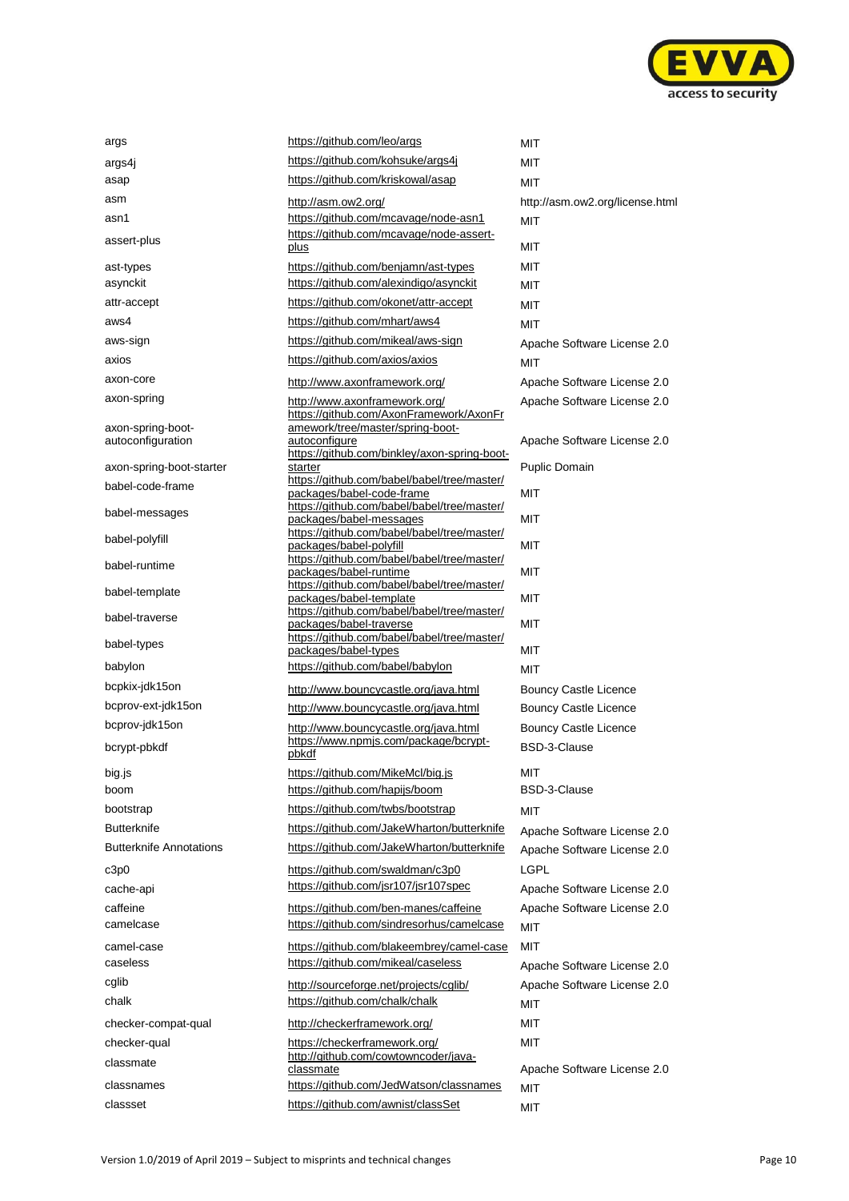| | | |
|---|---|---|
| args | https://github.com/leo/args | MIT |
| args4j | https://github.com/kohsuke/args4j | MIT |
| asap | https://github.com/kriskowal/asap | MIT |
| asm | http://asm.ow2.org/ | http://asm.ow2.org/license.html |
| asn1 | https://github.com/mcavage/node-asn1 | MIT |
| assert-plus | https://github.com/mcavage/node-assert-plus | MIT |
| ast-types | https://github.com/benjamn/ast-types | MIT |
| asynckit | https://github.com/alexindigo/asynckit | MIT |
| attr-accept | https://github.com/okonet/attr-accept | MIT |
| aws4 | https://github.com/mhart/aws4 | MIT |
| aws-sign | https://github.com/mikeal/aws-sign | Apache Software License 2.0 |
| axios | https://github.com/axios/axios | MIT |
| axon-core | http://www.axonframework.org/ | Apache Software License 2.0 |
| axon-spring | http://www.axonframework.org/ | Apache Software License 2.0 |
| axon-spring-boot-autoconfiguration | https://github.com/AxonFramework/AxonFramework/tree/master/spring-boot-autoconfigure | Apache Software License 2.0 |
| axon-spring-boot-starter | https://github.com/binkley/axon-spring-boot-starter | Puplic Domain |
| babel-code-frame | https://github.com/babel/babel/tree/master/packages/babel-code-frame | MIT |
| babel-messages | https://github.com/babel/babel/tree/master/packages/babel-messages | MIT |
| babel-polyfill | https://github.com/babel/babel/tree/master/packages/babel-polyfill | MIT |
| babel-runtime | https://github.com/babel/babel/tree/master/packages/babel-runtime | MIT |
| babel-template | https://github.com/babel/babel/tree/master/packages/babel-template | MIT |
| babel-traverse | https://github.com/babel/babel/tree/master/packages/babel-traverse | MIT |
| babel-types | https://github.com/babel/babel/tree/master/packages/babel-types | MIT |
| babylon | https://github.com/babel/babylon | MIT |
| bcpkix-jdk15on | http://www.bouncycastle.org/java.html | Bouncy Castle Licence |
| bcprov-ext-jdk15on | http://www.bouncycastle.org/java.html | Bouncy Castle Licence |
| bcprov-jdk15on | http://www.bouncycastle.org/java.html | Bouncy Castle Licence |
| bcrypt-pbkdf | https://www.npmjs.com/package/bcrypt-pbkdf | BSD-3-Clause |
| big.js | https://github.com/MikeMcl/big.js | MIT |
| boom | https://github.com/hapijs/boom | BSD-3-Clause |
| bootstrap | https://github.com/twbs/bootstrap | MIT |
| Butterknife | https://github.com/JakeWharton/butterknife | Apache Software License 2.0 |
| Butterknife Annotations | https://github.com/JakeWharton/butterknife | Apache Software License 2.0 |
| c3p0 | https://github.com/swaldman/c3p0 | LGPL |
| cache-api | https://github.com/jsr107/jsr107spec | Apache Software License 2.0 |
| caffeine | https://github.com/ben-manes/caffeine | Apache Software License 2.0 |
| camelcase | https://github.com/sindresorhus/camelcase | MIT |
| camel-case | https://github.com/blakeembrey/camel-case | MIT |
| caseless | https://github.com/mikeal/caseless | Apache Software License 2.0 |
| cglib | http://sourceforge.net/projects/cglib/ | Apache Software License 2.0 |
| chalk | https://github.com/chalk/chalk | MIT |
| checker-compat-qual | http://checkerframework.org/ | MIT |
| checker-qual | https://checkerframework.org/ | MIT |
| classmate | http://github.com/cowtowncoder/java-classmate | Apache Software License 2.0 |
| classnames | https://github.com/JedWatson/classnames | MIT |
| classset | https://github.com/awnist/classSet | MIT |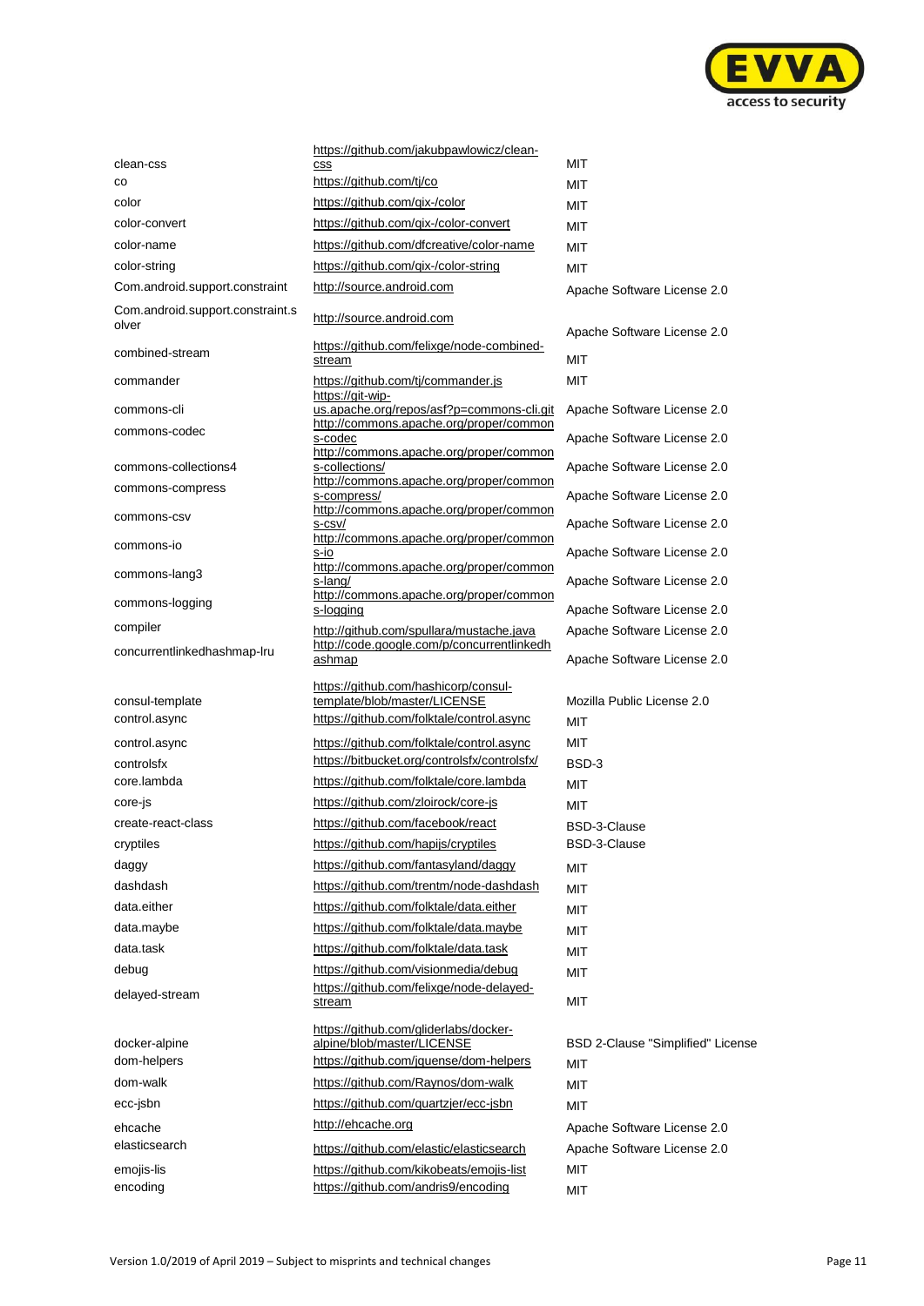| | | |
|---|---|---|
| clean-css | https://github.com/jakubpawlowicz/clean-css | MIT |
| co | https://github.com/tj/co | MIT |
| color | https://github.com/qix-/color | MIT |
| color-convert | https://github.com/qix-/color-convert | MIT |
| color-name | https://github.com/dfcreative/color-name | MIT |
| color-string | https://github.com/qix-/color-string | MIT |
| Com.android.support.constraint | http://source.android.com | Apache Software License 2.0 |
| Com.android.support.constraint.solver | http://source.android.com | Apache Software License 2.0 |
| combined-stream | https://github.com/felixge/node-combined-stream | MIT |
| commander | https://github.com/tj/commander.js | MIT |
| commons-cli | https://git-wip-us.apache.org/repos/asf?p=commons-cli.git | Apache Software License 2.0 |
| commons-codec | http://commons.apache.org/proper/commons-codec | Apache Software License 2.0 |
| commons-collections4 | http://commons.apache.org/proper/commons-collections/ | Apache Software License 2.0 |
| commons-compress | http://commons.apache.org/proper/commons-compress/ | Apache Software License 2.0 |
| commons-csv | http://commons.apache.org/proper/commons-csv/ | Apache Software License 2.0 |
| commons-io | http://commons.apache.org/proper/commons-io | Apache Software License 2.0 |
| commons-lang3 | http://commons.apache.org/proper/commons-lang/ | Apache Software License 2.0 |
| commons-logging | http://commons.apache.org/proper/commons-logging | Apache Software License 2.0 |
| compiler | http://github.com/spullara/mustache.java | Apache Software License 2.0 |
| concurrentlinkedhashmap-lru | http://code.google.com/p/concurrentlinkedhashmap | Apache Software License 2.0 |
| consul-template | https://github.com/hashicorp/consul-template/blob/master/LICENSE | Mozilla Public License 2.0 |
| control.async | https://github.com/folktale/control.async | MIT |
| control.async | https://github.com/folktale/control.async | MIT |
| controlsfx | https://bitbucket.org/controlsfx/controlsfx/ | BSD-3 |
| core.lambda | https://github.com/folktale/core.lambda | MIT |
| core-js | https://github.com/zloirock/core-js | MIT |
| create-react-class | https://github.com/facebook/react | BSD-3-Clause |
| cryptiles | https://github.com/hapijs/cryptiles | BSD-3-Clause |
| daggy | https://github.com/fantasyland/daggy | MIT |
| dashdash | https://github.com/trentm/node-dashdash | MIT |
| data.either | https://github.com/folktale/data.either | MIT |
| data.maybe | https://github.com/folktale/data.maybe | MIT |
| data.task | https://github.com/folktale/data.task | MIT |
| debug | https://github.com/visionmedia/debug | MIT |
| delayed-stream | https://github.com/felixge/node-delayed-stream | MIT |
| docker-alpine | https://github.com/gliderlabs/docker-alpine/blob/master/LICENSE | BSD 2-Clause "Simplified" License |
| dom-helpers | https://github.com/jquense/dom-helpers | MIT |
| dom-walk | https://github.com/Raynos/dom-walk | MIT |
| ecc-jsbn | https://github.com/quartzjer/ecc-jsbn | MIT |
| ehcache | http://ehcache.org | Apache Software License 2.0 |
| elasticsearch | https://github.com/elastic/elasticsearch | Apache Software License 2.0 |
| emojis-lis | https://github.com/kikobeats/emojis-list | MIT |
| encoding | https://github.com/andris9/encoding | MIT |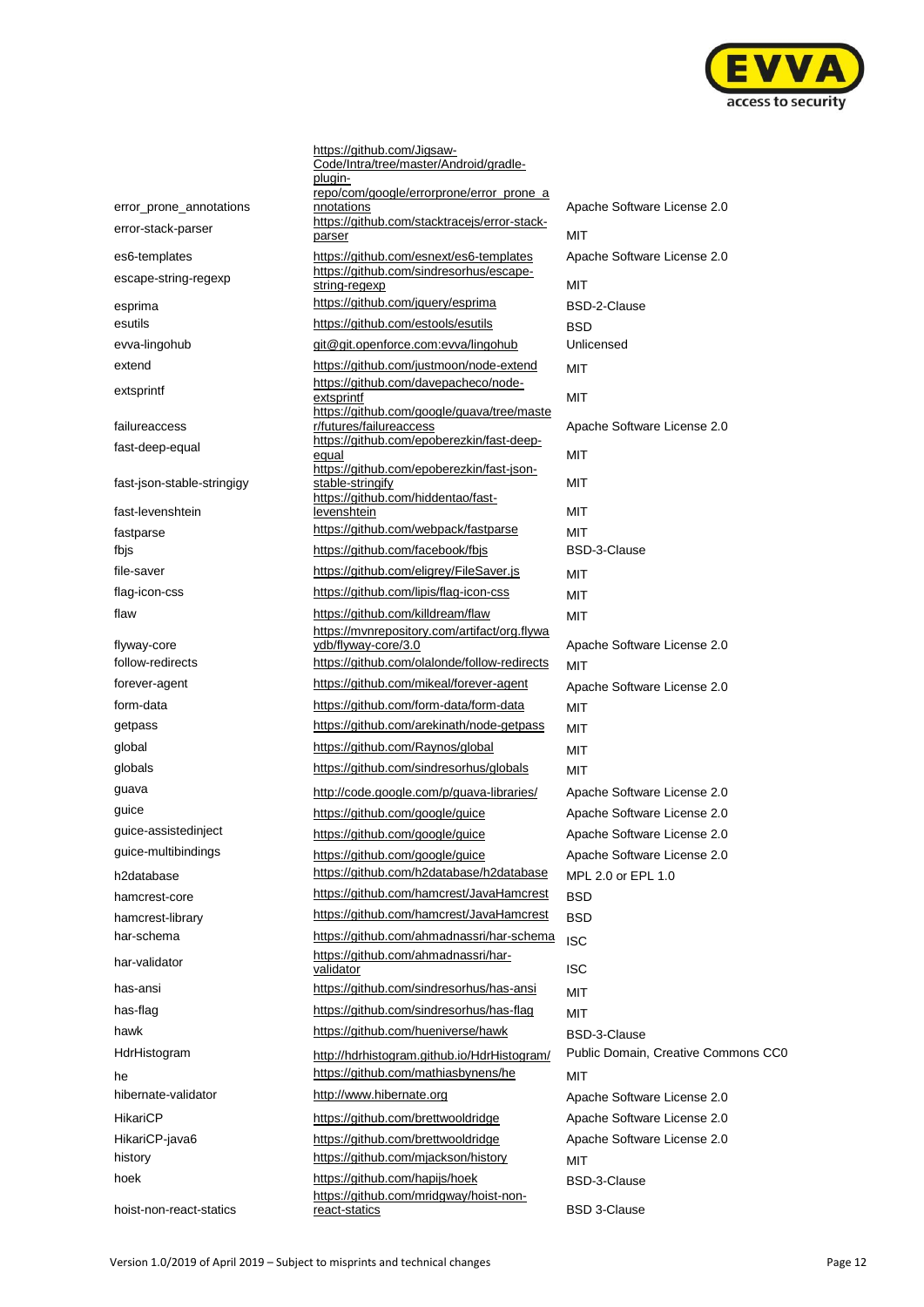| | | |
|---|---|---|
| error_prone_annotations | https://github.com/Jigsaw-Code/Intra/tree/master/Android/gradle-plugin-repo/com/google/errorprone/error_prone_annotations | Apache Software License 2.0 |
| error-stack-parser | https://github.com/stacktracejs/error-stack-parser | MIT |
| es6-templates | https://github.com/esnext/es6-templates | Apache Software License 2.0 |
| escape-string-regexp | https://github.com/sindresorhus/escape-string-regexp | MIT |
| esprima | https://github.com/jquery/esprima | BSD-2-Clause |
| esutils | https://github.com/estools/esutils | BSD |
| evva-lingohub | git@git.openforce.com:evva/lingohub | Unlicensed |
| extend | https://github.com/justmoon/node-extend | MIT |
| extsprintf | https://github.com/davepacheco/node-extsprintf | MIT |
| failureaccess | https://github.com/google/guava/tree/master/futures/failureaccess | Apache Software License 2.0 |
| fast-deep-equal | https://github.com/epoberezkin/fast-deep-equal | MIT |
| fast-json-stable-stringigy | https://github.com/epoberezkin/fast-json-stable-stringify | MIT |
| fast-levenshtein | https://github.com/hiddentao/fast-levenshtein | MIT |
| fastparse | https://github.com/webpack/fastparse | MIT |
| fbjs | https://github.com/facebook/fbjs | BSD-3-Clause |
| file-saver | https://github.com/eligrey/FileSaver.js | MIT |
| flag-icon-css | https://github.com/lipis/flag-icon-css | MIT |
| flaw | https://github.com/killdream/flaw | MIT |
| flyway-core | https://mvnrepository.com/artifact/org.flywaydb/flyway-core/3.0 | Apache Software License 2.0 |
| follow-redirects | https://github.com/olalonde/follow-redirects | MIT |
| forever-agent | https://github.com/mikeal/forever-agent | Apache Software License 2.0 |
| form-data | https://github.com/form-data/form-data | MIT |
| getpass | https://github.com/arekinath/node-getpass | MIT |
| global | https://github.com/Raynos/global | MIT |
| globals | https://github.com/sindresorhus/globals | MIT |
| guava | http://code.google.com/p/guava-libraries/ | Apache Software License 2.0 |
| guice | https://github.com/google/guice | Apache Software License 2.0 |
| guice-assistedinject | https://github.com/google/guice | Apache Software License 2.0 |
| guice-multibindings | https://github.com/google/guice | Apache Software License 2.0 |
| h2database | https://github.com/h2database/h2database | MPL 2.0 or EPL 1.0 |
| hamcrest-core | https://github.com/hamcrest/JavaHamcrest | BSD |
| hamcrest-library | https://github.com/hamcrest/JavaHamcrest | BSD |
| har-schema | https://github.com/ahmadnassri/har-schema | ISC |
| har-validator | https://github.com/ahmadnassri/har-validator | ISC |
| has-ansi | https://github.com/sindresorhus/has-ansi | MIT |
| has-flag | https://github.com/sindresorhus/has-flag | MIT |
| hawk | https://github.com/hueniverse/hawk | BSD-3-Clause |
| HdrHistogram | http://hdrhistogram.github.io/HdrHistogram/ | Public Domain, Creative Commons CC0 |
| he | https://github.com/mathiasbynens/he | MIT |
| hibernate-validator | http://www.hibernate.org | Apache Software License 2.0 |
| HikariCP | https://github.com/brettwooldridge | Apache Software License 2.0 |
| HikariCP-java6 | https://github.com/brettwooldridge | Apache Software License 2.0 |
| history | https://github.com/mjackson/history | MIT |
| hoek | https://github.com/hapijs/hoek | BSD-3-Clause |
| hoist-non-react-statics | https://github.com/mridgway/hoist-non-react-statics | BSD 3-Clause |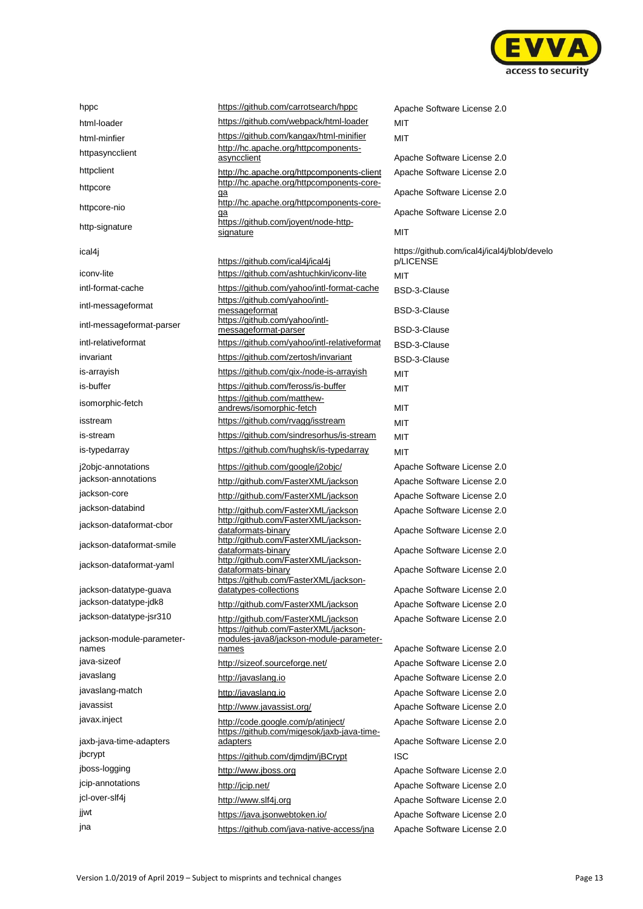| | | |
|---|---|---|
| hppc | https://github.com/carrotsearch/hppc | Apache Software License 2.0 |
| html-loader | https://github.com/webpack/html-loader | MIT |
| html-minfier | https://github.com/kangax/html-minifier | MIT |
| httpasyncclient | http://hc.apache.org/httpcomponents-asyncclient | Apache Software License 2.0 |
| httpclient | http://hc.apache.org/httpcomponents-client | Apache Software License 2.0 |
| httpcore | http://hc.apache.org/httpcomponents-core-ga | Apache Software License 2.0 |
| httpcore-nio | http://hc.apache.org/httpcomponents-core-ga | Apache Software License 2.0 |
| http-signature | https://github.com/joyent/node-http-signature | MIT |
| ical4j | https://github.com/ical4j/ical4j | https://github.com/ical4j/ical4j/blob/develop/LICENSE |
| iconv-lite | https://github.com/ashtuchkin/iconv-lite | MIT |
| intl-format-cache | https://github.com/yahoo/intl-format-cache | BSD-3-Clause |
| intl-messageformat | https://github.com/yahoo/intl-messageformat | BSD-3-Clause |
| intl-messageformat-parser | https://github.com/yahoo/intl-messageformat-parser | BSD-3-Clause |
| intl-relativeformat | https://github.com/yahoo/intl-relativeformat | BSD-3-Clause |
| invariant | https://github.com/zertosh/invariant | BSD-3-Clause |
| is-arrayish | https://github.com/qix-/node-is-arrayish | MIT |
| is-buffer | https://github.com/feross/is-buffer | MIT |
| isomorphic-fetch | https://github.com/matthew-andrews/isomorphic-fetch | MIT |
| isstream | https://github.com/rvagg/isstream | MIT |
| is-stream | https://github.com/sindresorhus/is-stream | MIT |
| is-typedarray | https://github.com/hughsk/is-typedarray | MIT |
| j2objc-annotations | https://github.com/google/j2objc/ | Apache Software License 2.0 |
| jackson-annotations | http://github.com/FasterXML/jackson | Apache Software License 2.0 |
| jackson-core | http://github.com/FasterXML/jackson | Apache Software License 2.0 |
| jackson-databind | http://github.com/FasterXML/jackson | Apache Software License 2.0 |
| jackson-dataformat-cbor | http://github.com/FasterXML/jackson-dataformats-binary | Apache Software License 2.0 |
| jackson-dataformat-smile | http://github.com/FasterXML/jackson-dataformats-binary | Apache Software License 2.0 |
| jackson-dataformat-yaml | http://github.com/FasterXML/jackson-dataformats-binary | Apache Software License 2.0 |
| jackson-datatype-guava | https://github.com/FasterXML/jackson-datatypes-collections | Apache Software License 2.0 |
| jackson-datatype-jdk8 | http://github.com/FasterXML/jackson | Apache Software License 2.0 |
| jackson-datatype-jsr310 | http://github.com/FasterXML/jackson | Apache Software License 2.0 |
| jackson-module-parameter-names | https://github.com/FasterXML/jackson-modules-java8/jackson-module-parameter-names | Apache Software License 2.0 |
| java-sizeof | http://sizeof.sourceforge.net/ | Apache Software License 2.0 |
| javaslang | http://javaslang.io | Apache Software License 2.0 |
| javaslang-match | http://javaslang.io | Apache Software License 2.0 |
| javassist | http://www.javassist.org/ | Apache Software License 2.0 |
| javax.inject | http://code.google.com/p/atinject/ | Apache Software License 2.0 |
| jaxb-java-time-adapters | https://github.com/migesok/jaxb-java-time-adapters | Apache Software License 2.0 |
| jbcrypt | https://github.com/djmdjm/jBCrypt | ISC |
| jboss-logging | http://www.jboss.org | Apache Software License 2.0 |
| jcip-annotations | http://jcip.net/ | Apache Software License 2.0 |
| jcl-over-slf4j | http://www.slf4j.org | Apache Software License 2.0 |
| jjwt | https://java.jsonwebtoken.io/ | Apache Software License 2.0 |
| jna | https://github.com/java-native-access/jna | Apache Software License 2.0 |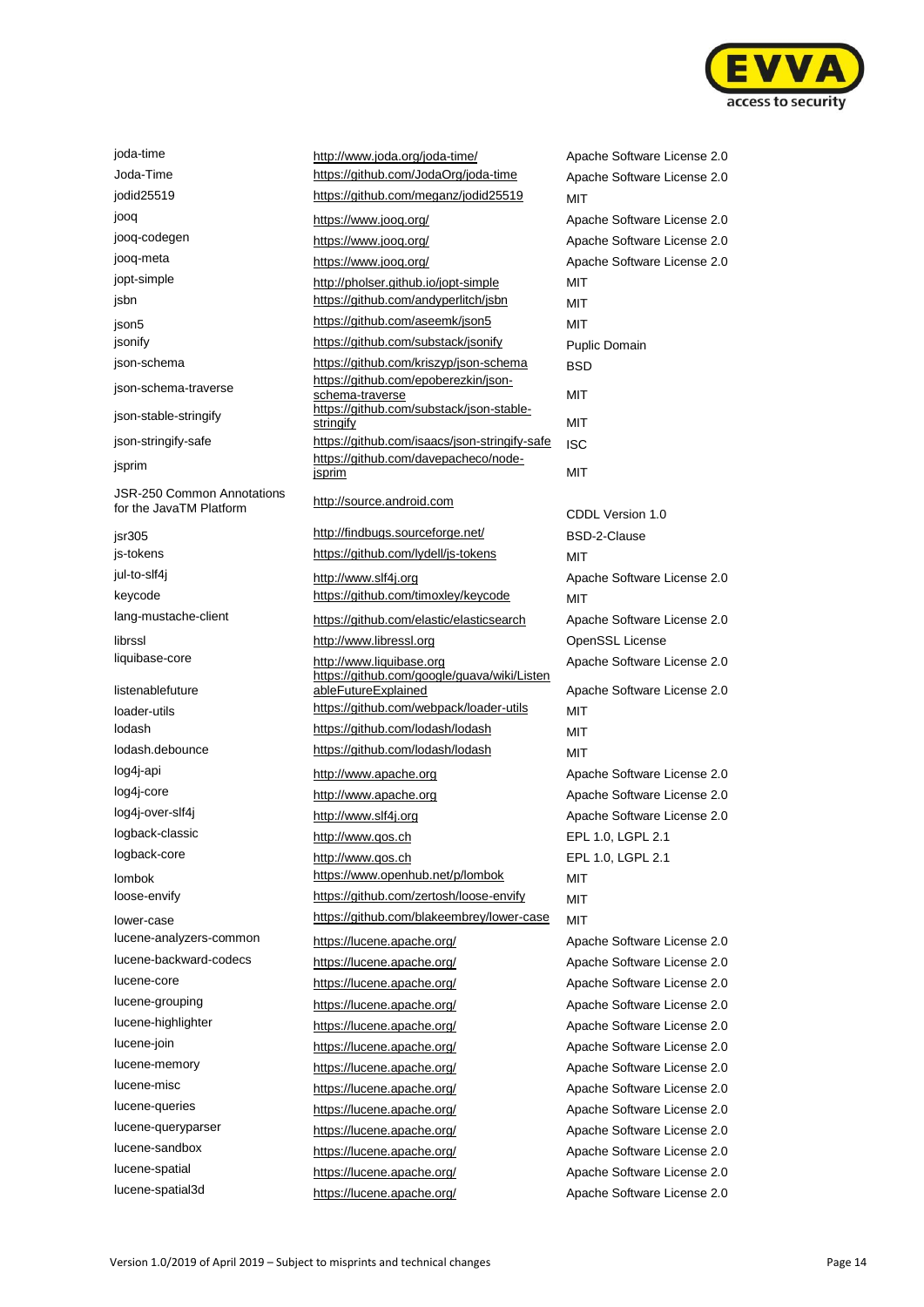| | | |
|---|---|---|
| joda-time | http://www.joda.org/joda-time/ | Apache Software License 2.0 |
| Joda-Time | https://github.com/JodaOrg/joda-time | Apache Software License 2.0 |
| jodid25519 | https://github.com/meganz/jodid25519 | MIT |
| jooq | https://www.jooq.org/ | Apache Software License 2.0 |
| jooq-codegen | https://www.jooq.org/ | Apache Software License 2.0 |
| jooq-meta | https://www.jooq.org/ | Apache Software License 2.0 |
| jopt-simple | http://pholser.github.io/jopt-simple | MIT |
| jsbn | https://github.com/andyperlitch/jsbn | MIT |
| json5 | https://github.com/aseemk/json5 | MIT |
| jsonify | https://github.com/substack/jsonify | Puplic Domain |
| json-schema | https://github.com/kriszyp/json-schema | BSD |
| json-schema-traverse | https://github.com/epoberezkin/json-schema-traverse | MIT |
| json-stable-stringify | https://github.com/substack/json-stable-stringify | MIT |
| json-stringify-safe | https://github.com/isaacs/json-stringify-safe | ISC |
| jsprim | https://github.com/davepacheco/node-jsprim | MIT |
| JSR-250 Common Annotations for the JavaTM Platform | http://source.android.com | CDDL Version 1.0 |
| jsr305 | http://findbugs.sourceforge.net/ | BSD-2-Clause |
| js-tokens | https://github.com/lydell/js-tokens | MIT |
| jul-to-slf4j | http://www.slf4j.org | Apache Software License 2.0 |
| keycode | https://github.com/timoxley/keycode | MIT |
| lang-mustache-client | https://github.com/elastic/elasticsearch | Apache Software License 2.0 |
| librssl | http://www.libressl.org | OpenSSL License |
| liquibase-core | http://www.liquibase.org | Apache Software License 2.0 |
| listenablefuture | https://github.com/google/guava/wiki/ListenableFutureExplained | Apache Software License 2.0 |
| loader-utils | https://github.com/webpack/loader-utils | MIT |
| lodash | https://github.com/lodash/lodash | MIT |
| lodash.debounce | https://github.com/lodash/lodash | MIT |
| log4j-api | http://www.apache.org | Apache Software License 2.0 |
| log4j-core | http://www.apache.org | Apache Software License 2.0 |
| log4j-over-slf4j | http://www.slf4j.org | Apache Software License 2.0 |
| logback-classic | http://www.qos.ch | EPL 1.0, LGPL 2.1 |
| logback-core | http://www.qos.ch | EPL 1.0, LGPL 2.1 |
| lombok | https://www.openhub.net/p/lombok | MIT |
| loose-envify | https://github.com/zertosh/loose-envify | MIT |
| lower-case | https://github.com/blakeembrey/lower-case | MIT |
| lucene-analyzers-common | https://lucene.apache.org/ | Apache Software License 2.0 |
| lucene-backward-codecs | https://lucene.apache.org/ | Apache Software License 2.0 |
| lucene-core | https://lucene.apache.org/ | Apache Software License 2.0 |
| lucene-grouping | https://lucene.apache.org/ | Apache Software License 2.0 |
| lucene-highlighter | https://lucene.apache.org/ | Apache Software License 2.0 |
| lucene-join | https://lucene.apache.org/ | Apache Software License 2.0 |
| lucene-memory | https://lucene.apache.org/ | Apache Software License 2.0 |
| lucene-misc | https://lucene.apache.org/ | Apache Software License 2.0 |
| lucene-queries | https://lucene.apache.org/ | Apache Software License 2.0 |
| lucene-queryparser | https://lucene.apache.org/ | Apache Software License 2.0 |
| lucene-sandbox | https://lucene.apache.org/ | Apache Software License 2.0 |
| lucene-spatial | https://lucene.apache.org/ | Apache Software License 2.0 |
| lucene-spatial3d | https://lucene.apache.org/ | Apache Software License 2.0 |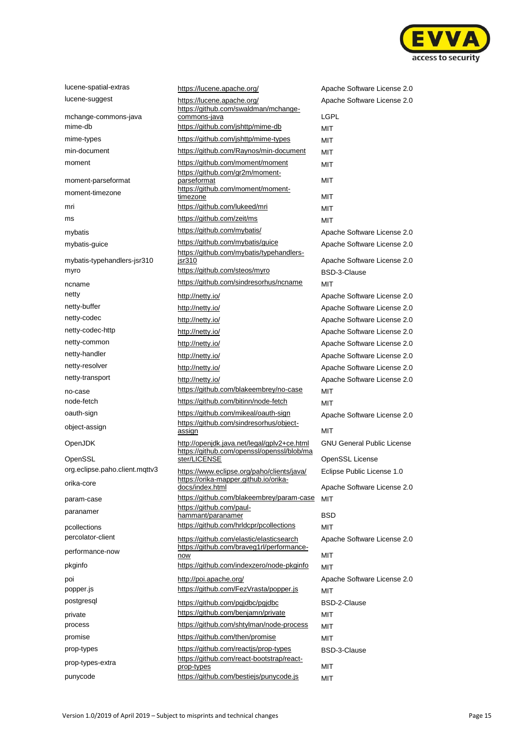| | | |
|---|---|---|
| lucene-spatial-extras | https://lucene.apache.org/ | Apache Software License 2.0 |
| lucene-suggest | https://lucene.apache.org/ | Apache Software License 2.0 |
| mchange-commons-java | https://github.com/swaldman/mchange-commons-java | LGPL |
| mime-db | https://github.com/jshttp/mime-db | MIT |
| mime-types | https://github.com/jshttp/mime-types | MIT |
| min-document | https://github.com/Raynos/min-document | MIT |
| moment | https://github.com/moment/moment | MIT |
| moment-parseformat | https://github.com/gr2m/moment-parseformat | MIT |
| moment-timezone | https://github.com/moment/moment-timezone | MIT |
| mri | https://github.com/lukeed/mri | MIT |
| ms | https://github.com/zeit/ms | MIT |
| mybatis | https://github.com/mybatis/ | Apache Software License 2.0 |
| mybatis-guice | https://github.com/mybatis/guice | Apache Software License 2.0 |
| mybatis-typehandlers-jsr310 | https://github.com/mybatis/typehandlers-jsr310 | Apache Software License 2.0 |
| myro | https://github.com/steos/myro | BSD-3-Clause |
| ncname | https://github.com/sindresorhus/ncname | MIT |
| netty | http://netty.io/ | Apache Software License 2.0 |
| netty-buffer | http://netty.io/ | Apache Software License 2.0 |
| netty-codec | http://netty.io/ | Apache Software License 2.0 |
| netty-codec-http | http://netty.io/ | Apache Software License 2.0 |
| netty-common | http://netty.io/ | Apache Software License 2.0 |
| netty-handler | http://netty.io/ | Apache Software License 2.0 |
| netty-resolver | http://netty.io/ | Apache Software License 2.0 |
| netty-transport | http://netty.io/ | Apache Software License 2.0 |
| no-case | https://github.com/blakeembrey/no-case | MIT |
| node-fetch | https://github.com/bitinn/node-fetch | MIT |
| oauth-sign | https://github.com/mikeal/oauth-sign | Apache Software License 2.0 |
| object-assign | https://github.com/sindresorhus/object-assign | MIT |
| OpenJDK | http://openjdk.java.net/legal/gplv2+ce.html | GNU General Public License |
| OpenSSL | https://github.com/openssl/openssl/blob/master/LICENSE | OpenSSL License |
| org.eclipse.paho.client.mqttv3 | https://www.eclipse.org/paho/clients/java/ | Eclipse Public License 1.0 |
| orika-core | https://orika-mapper.github.io/orika-docs/index.html | Apache Software License 2.0 |
| param-case | https://github.com/blakeembrey/param-case | MIT |
| paranamer | https://github.com/paul-hammant/paranamer | BSD |
| pcollections | https://github.com/hrldcpr/pcollections | MIT |
| percolator-client | https://github.com/elastic/elasticsearch | Apache Software License 2.0 |
| performance-now | https://github.com/braveg1rl/performance-now | MIT |
| pkginfo | https://github.com/indexzero/node-pkginfo | MIT |
| poi | http://poi.apache.org/ | Apache Software License 2.0 |
| popper.js | https://github.com/FezVrasta/popper.js | MIT |
| postgresql | https://github.com/pgjdbc/pgjdbc | BSD-2-Clause |
| private | https://github.com/benjamn/private | MIT |
| process | https://github.com/shtylman/node-process | MIT |
| promise | https://github.com/then/promise | MIT |
| prop-types | https://github.com/reactjs/prop-types | BSD-3-Clause |
| prop-types-extra | https://github.com/react-bootstrap/react-prop-types | MIT |
| punycode | https://github.com/bestiejs/punycode.js | MIT |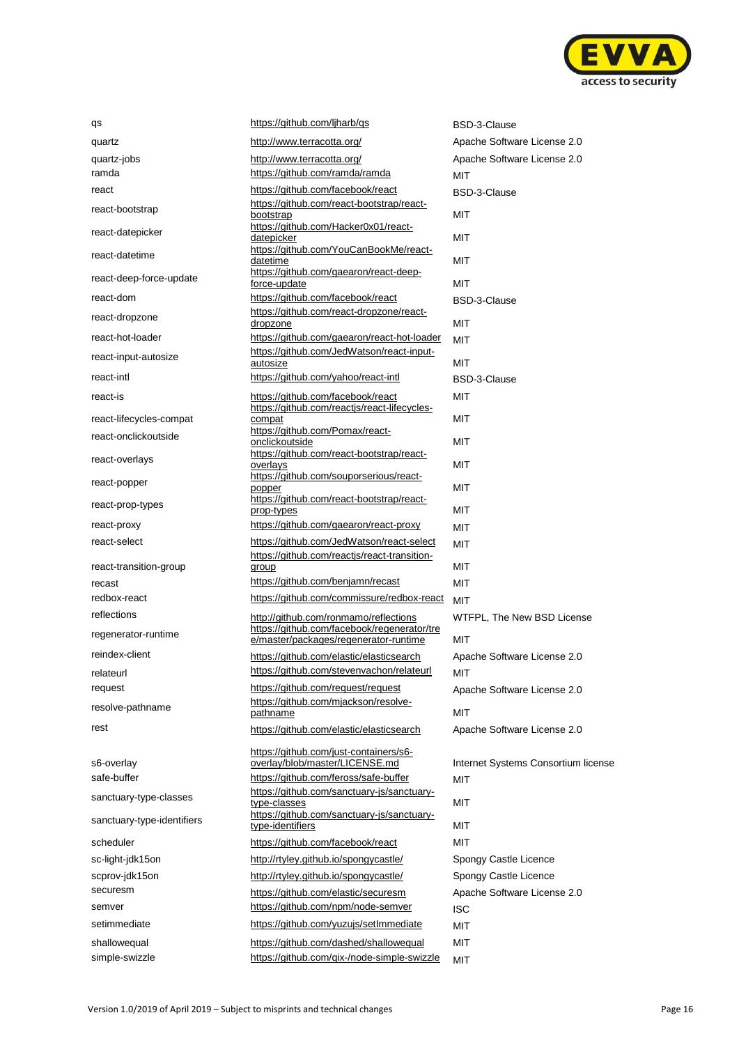| | | |
|---|---|---|
| qs | https://github.com/ljharb/qs | BSD-3-Clause |
| quartz | http://www.terracotta.org/ | Apache Software License 2.0 |
| quartz-jobs | http://www.terracotta.org/ | Apache Software License 2.0 |
| ramda | https://github.com/ramda/ramda | MIT |
| react | https://github.com/facebook/react | BSD-3-Clause |
| react-bootstrap | https://github.com/react-bootstrap/react-bootstrap | MIT |
| react-datepicker | https://github.com/Hacker0x01/react-datepicker | MIT |
| react-datetime | https://github.com/YouCanBookMe/react-datetime | MIT |
| react-deep-force-update | https://github.com/gaearon/react-deep-force-update | MIT |
| react-dom | https://github.com/facebook/react | BSD-3-Clause |
| react-dropzone | https://github.com/react-dropzone/react-dropzone | MIT |
| react-hot-loader | https://github.com/gaearon/react-hot-loader | MIT |
| react-input-autosize | https://github.com/JedWatson/react-input-autosize | MIT |
| react-intl | https://github.com/yahoo/react-intl | BSD-3-Clause |
| react-is | https://github.com/facebook/react | MIT |
| react-lifecycles-compat | https://github.com/reactjs/react-lifecycles-compat | MIT |
| react-onclickoutside | https://github.com/Pomax/react-onclickoutside | MIT |
| react-overlays | https://github.com/react-bootstrap/react-overlays | MIT |
| react-popper | https://github.com/souporserious/react-popper | MIT |
| react-prop-types | https://github.com/react-bootstrap/react-prop-types | MIT |
| react-proxy | https://github.com/gaearon/react-proxy | MIT |
| react-select | https://github.com/JedWatson/react-select | MIT |
| react-transition-group | https://github.com/reactjs/react-transition-group | MIT |
| recast | https://github.com/benjamn/recast | MIT |
| redbox-react | https://github.com/commissure/redbox-react | MIT |
| reflections | http://github.com/ronmamo/reflections | WTFPL, The New BSD License |
| regenerator-runtime | https://github.com/facebook/regenerator/tree/master/packages/regenerator-runtime | MIT |
| reindex-client | https://github.com/elastic/elasticsearch | Apache Software License 2.0 |
| relateurl | https://github.com/stevenvachon/relateurl | MIT |
| request | https://github.com/request/request | Apache Software License 2.0 |
| resolve-pathname | https://github.com/mjackson/resolve-pathname | MIT |
| rest | https://github.com/elastic/elasticsearch | Apache Software License 2.0 |
| s6-overlay | https://github.com/just-containers/s6-overlay/blob/master/LICENSE.md | Internet Systems Consortium license |
| safe-buffer | https://github.com/feross/safe-buffer | MIT |
| sanctuary-type-classes | https://github.com/sanctuary-js/sanctuary-type-classes | MIT |
| sanctuary-type-identifiers | https://github.com/sanctuary-js/sanctuary-type-identifiers | MIT |
| scheduler | https://github.com/facebook/react | MIT |
| sc-light-jdk15on | http://rtyley.github.io/spongycastle/ | Spongy Castle Licence |
| scprov-jdk15on | http://rtyley.github.io/spongycastle/ | Spongy Castle Licence |
| securesm | https://github.com/elastic/securesm | Apache Software License 2.0 |
| semver | https://github.com/npm/node-semver | ISC |
| setimmediate | https://github.com/yuzujs/setImmediate | MIT |
| shallowequal | https://github.com/dashed/shallowequal | MIT |
| simple-swizzle | https://github.com/qix-/node-simple-swizzle | MIT |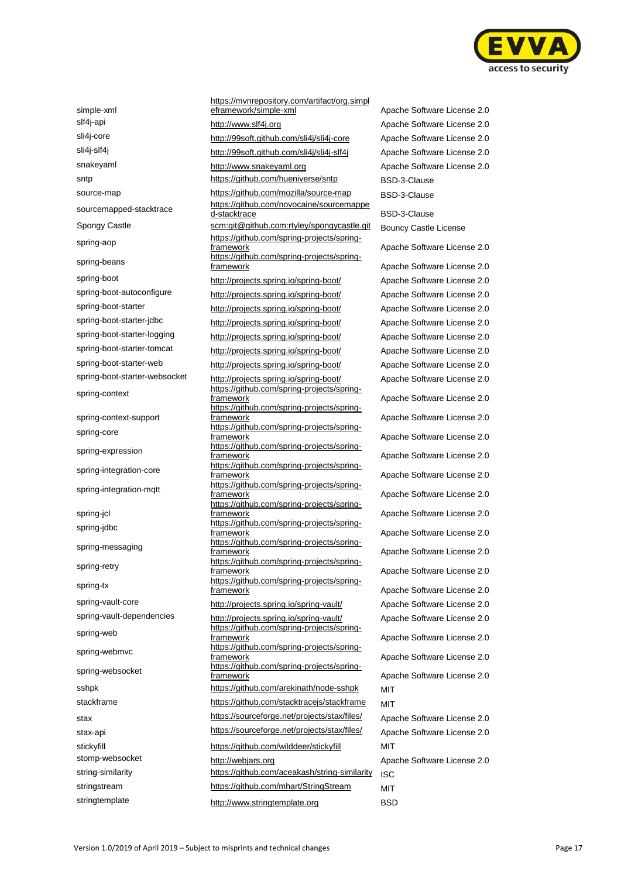| | | |
|---|---|---|
| simple-xml | https://mvnrepository.com/artifact/org.simpleframework/simple-xml | Apache Software License 2.0 |
| slf4j-api | http://www.slf4j.org | Apache Software License 2.0 |
| sli4j-core | http://99soft.github.com/sli4j/sli4j-core | Apache Software License 2.0 |
| sli4j-slf4j | http://99soft.github.com/sli4j/sli4j-slf4j | Apache Software License 2.0 |
| snakeyaml | http://www.snakeyaml.org | Apache Software License 2.0 |
| sntp | https://github.com/hueniverse/sntp | BSD-3-Clause |
| source-map | https://github.com/mozilla/source-map | BSD-3-Clause |
| sourcemapped-stacktrace | https://github.com/novocaine/sourcemapped-stacktrace | BSD-3-Clause |
| Spongy Castle | scm:git@github.com:rtyley/spongycastle.git | Bouncy Castle License |
| spring-aop | https://github.com/spring-projects/spring-framework | Apache Software License 2.0 |
| spring-beans | https://github.com/spring-projects/spring-framework | Apache Software License 2.0 |
| spring-boot | http://projects.spring.io/spring-boot/ | Apache Software License 2.0 |
| spring-boot-autoconfigure | http://projects.spring.io/spring-boot/ | Apache Software License 2.0 |
| spring-boot-starter | http://projects.spring.io/spring-boot/ | Apache Software License 2.0 |
| spring-boot-starter-jdbc | http://projects.spring.io/spring-boot/ | Apache Software License 2.0 |
| spring-boot-starter-logging | http://projects.spring.io/spring-boot/ | Apache Software License 2.0 |
| spring-boot-starter-tomcat | http://projects.spring.io/spring-boot/ | Apache Software License 2.0 |
| spring-boot-starter-web | http://projects.spring.io/spring-boot/ | Apache Software License 2.0 |
| spring-boot-starter-websocket | http://projects.spring.io/spring-boot/ | Apache Software License 2.0 |
| spring-context | https://github.com/spring-projects/spring-framework | Apache Software License 2.0 |
| spring-context-support | https://github.com/spring-projects/spring-framework | Apache Software License 2.0 |
| spring-core | https://github.com/spring-projects/spring-framework | Apache Software License 2.0 |
| spring-expression | https://github.com/spring-projects/spring-framework | Apache Software License 2.0 |
| spring-integration-core | https://github.com/spring-projects/spring-framework | Apache Software License 2.0 |
| spring-integration-mqtt | https://github.com/spring-projects/spring-framework | Apache Software License 2.0 |
| spring-jcl | https://github.com/spring-projects/spring-framework | Apache Software License 2.0 |
| spring-jdbc | https://github.com/spring-projects/spring-framework | Apache Software License 2.0 |
| spring-messaging | https://github.com/spring-projects/spring-framework | Apache Software License 2.0 |
| spring-retry | https://github.com/spring-projects/spring-framework | Apache Software License 2.0 |
| spring-tx | https://github.com/spring-projects/spring-framework | Apache Software License 2.0 |
| spring-vault-core | http://projects.spring.io/spring-vault/ | Apache Software License 2.0 |
| spring-vault-dependencies | http://projects.spring.io/spring-vault/ | Apache Software License 2.0 |
| spring-web | https://github.com/spring-projects/spring-framework | Apache Software License 2.0 |
| spring-webmvc | https://github.com/spring-projects/spring-framework | Apache Software License 2.0 |
| spring-websocket | https://github.com/spring-projects/spring-framework | Apache Software License 2.0 |
| sshpk | https://github.com/arekinath/node-sshpk | MIT |
| stackframe | https://github.com/stacktracejs/stackframe | MIT |
| stax | https://sourceforge.net/projects/stax/files/ | Apache Software License 2.0 |
| stax-api | https://sourceforge.net/projects/stax/files/ | Apache Software License 2.0 |
| stickyfill | https://github.com/wilddeer/stickyfill | MIT |
| stomp-websocket | http://webjars.org | Apache Software License 2.0 |
| string-similarity | https://github.com/aceakash/string-similarity | ISC |
| stringstream | https://github.com/mhart/StringStream | MIT |
| stringtemplate | http://www.stringtemplate.org | BSD |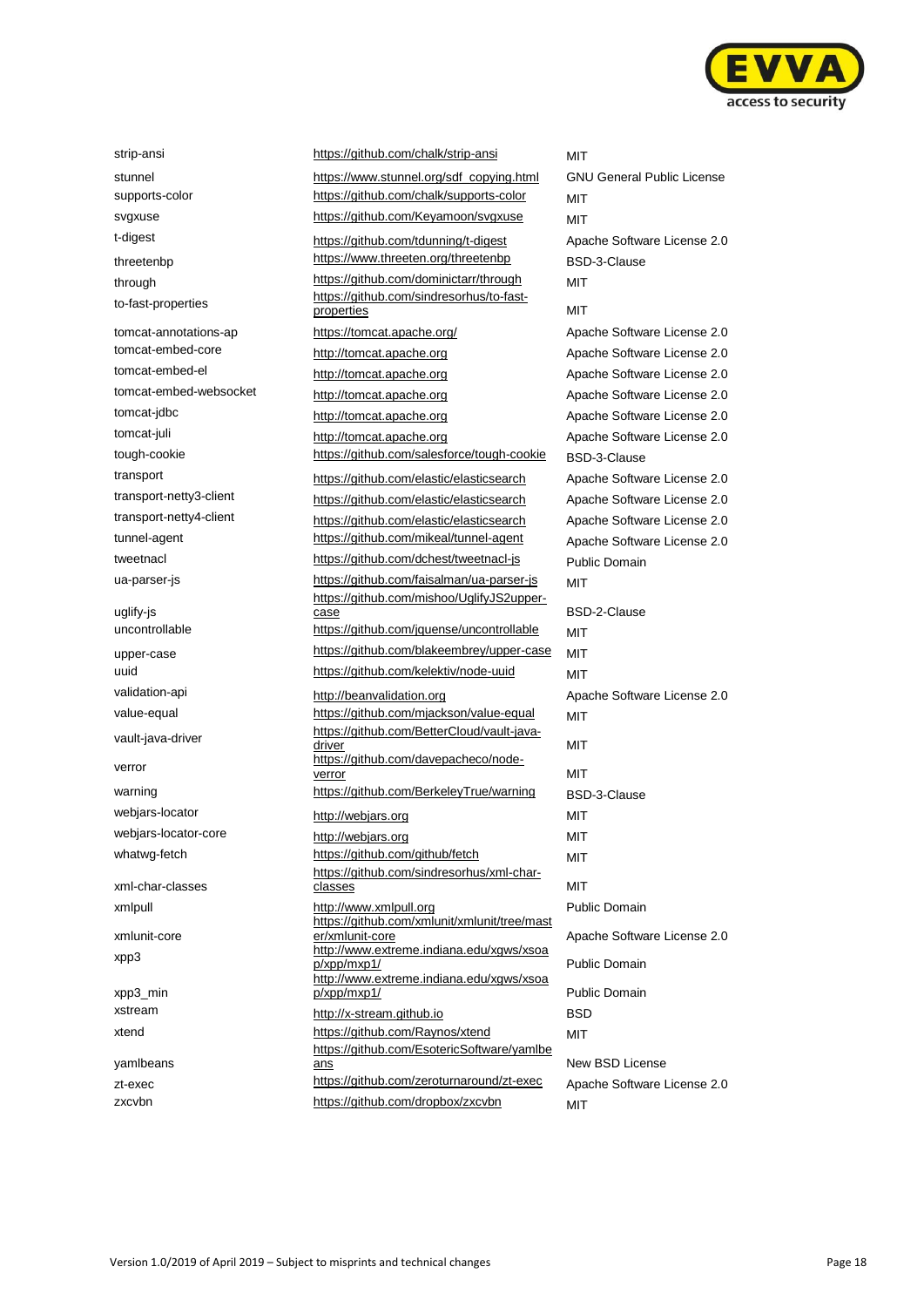| | | |
|---|---|---|
| strip-ansi | https://github.com/chalk/strip-ansi | MIT |
| stunnel | https://www.stunnel.org/sdf_copying.html | GNU General Public License |
| supports-color | https://github.com/chalk/supports-color | MIT |
| svgxuse | https://github.com/Keyamoon/svgxuse | MIT |
| t-digest | https://github.com/tdunning/t-digest | Apache Software License 2.0 |
| threetenbp | https://www.threeten.org/threetenbp | BSD-3-Clause |
| through | https://github.com/dominictarr/through | MIT |
| to-fast-properties | https://github.com/sindresorhus/to-fast-properties | MIT |
| tomcat-annotations-ap | https://tomcat.apache.org/ | Apache Software License 2.0 |
| tomcat-embed-core | http://tomcat.apache.org | Apache Software License 2.0 |
| tomcat-embed-el | http://tomcat.apache.org | Apache Software License 2.0 |
| tomcat-embed-websocket | http://tomcat.apache.org | Apache Software License 2.0 |
| tomcat-jdbc | http://tomcat.apache.org | Apache Software License 2.0 |
| tomcat-juli | http://tomcat.apache.org | Apache Software License 2.0 |
| tough-cookie | https://github.com/salesforce/tough-cookie | BSD-3-Clause |
| transport | https://github.com/elastic/elasticsearch | Apache Software License 2.0 |
| transport-netty3-client | https://github.com/elastic/elasticsearch | Apache Software License 2.0 |
| transport-netty4-client | https://github.com/elastic/elasticsearch | Apache Software License 2.0 |
| tunnel-agent | https://github.com/mikeal/tunnel-agent | Apache Software License 2.0 |
| tweetnacl | https://github.com/dchest/tweetnacl-js | Public Domain |
| ua-parser-js | https://github.com/faisalman/ua-parser-js | MIT |
| uglify-js | https://github.com/mishoo/UglifyJS2upper-case | BSD-2-Clause |
| uncontrollable | https://github.com/jquense/uncontrollable | MIT |
| upper-case | https://github.com/blakeembrey/upper-case | MIT |
| uuid | https://github.com/kelektiv/node-uuid | MIT |
| validation-api | http://beanvalidation.org | Apache Software License 2.0 |
| value-equal | https://github.com/mjackson/value-equal | MIT |
| vault-java-driver | https://github.com/BetterCloud/vault-java-driver | MIT |
| verror | https://github.com/davepacheco/node-verror | MIT |
| warning | https://github.com/BerkeleyTrue/warning | BSD-3-Clause |
| webjars-locator | http://webjars.org | MIT |
| webjars-locator-core | http://webjars.org | MIT |
| whatwg-fetch | https://github.com/github/fetch | MIT |
| xml-char-classes | https://github.com/sindresorhus/xml-char-classes | MIT |
| xmlpull | http://www.xmlpull.org | Public Domain |
| xmlunit-core | https://github.com/xmlunit/xmlunit/tree/master/xmlunit-core | Apache Software License 2.0 |
| xpp3 | http://www.extreme.indiana.edu/xgws/xsoap/xpp/mxp1/ | Public Domain |
| xpp3_min | http://www.extreme.indiana.edu/xgws/xsoap/xpp/mxp1/ | Public Domain |
| xstream | http://x-stream.github.io | BSD |
| xtend | https://github.com/Raynos/xtend | MIT |
| yamlbeans | https://github.com/EsotericSoftware/yamlbeans | New BSD License |
| zt-exec | https://github.com/zeroturnaround/zt-exec | Apache Software License 2.0 |
| zxcvbn | https://github.com/dropbox/zxcvbn | MIT |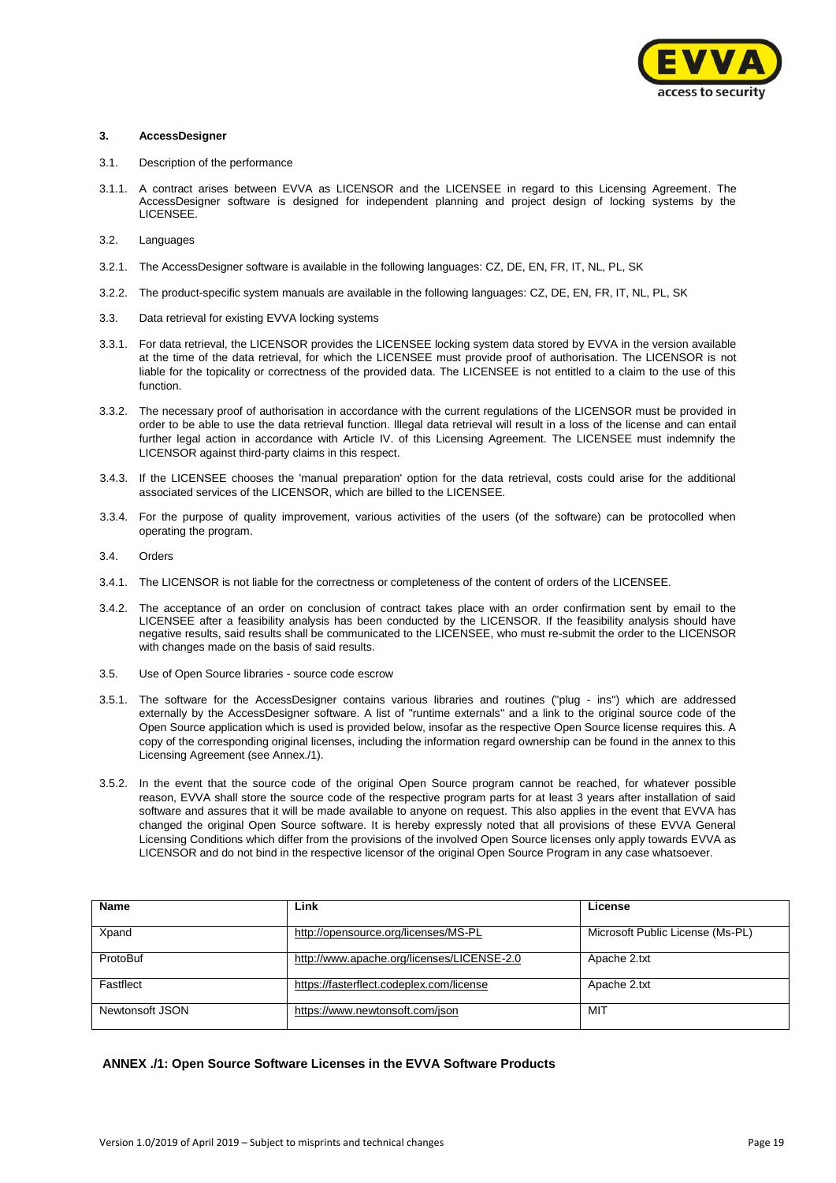### 3. AccessDesigner

3.1. Description of the performance

3.1.1. A contract arises between EVVA as LICENSOR and the LICENSEE in regard to this Licensing Agreement. The AccessDesigner software is designed for independent planning and project design of locking systems by the LICENSEE.

3.2. Languages

3.2.1. The AccessDesigner software is available in the following languages: CZ, DE, EN, FR, IT, NL, PL, SK

3.2.2. The product-specific system manuals are available in the following languages: CZ, DE, EN, FR, IT, NL, PL, SK

3.3. Data retrieval for existing EVVA locking systems

3.3.1. For data retrieval, the LICENSOR provides the LICENSEE locking system data stored by EVVA in the version available at the time of the data retrieval, for which the LICENSEE must provide proof of authorisation. The LICENSOR is not liable for the topicality or correctness of the provided data. The LICENSEE is not entitled to a claim to the use of this function.

3.3.2. The necessary proof of authorisation in accordance with the current regulations of the LICENSOR must be provided in order to be able to use the data retrieval function. Illegal data retrieval will result in a loss of the license and can entail further legal action in accordance with Article IV. of this Licensing Agreement. The LICENSEE must indemnify the LICENSOR against third-party claims in this respect.

3.4.3. If the LICENSEE chooses the 'manual preparation' option for the data retrieval, costs could arise for the additional associated services of the LICENSOR, which are billed to the LICENSEE.

3.3.4. For the purpose of quality improvement, various activities of the users (of the software) can be protocolled when operating the program.

3.4. Orders

3.4.1. The LICENSOR is not liable for the correctness or completeness of the content of orders of the LICENSEE.

3.4.2. The acceptance of an order on conclusion of contract takes place with an order confirmation sent by email to the LICENSEE after a feasibility analysis has been conducted by the LICENSOR. If the feasibility analysis should have negative results, said results shall be communicated to the LICENSEE, who must re-submit the order to the LICENSOR with changes made on the basis of said results.

3.5. Use of Open Source libraries - source code escrow

3.5.1. The software for the AccessDesigner contains various libraries and routines ("plug - ins") which are addressed externally by the AccessDesigner software. A list of "runtime externals" and a link to the original source code of the Open Source application which is used is provided below, insofar as the respective Open Source license requires this. A copy of the corresponding original licenses, including the information regard ownership can be found in the annex to this Licensing Agreement (see Annex./1).

3.5.2. In the event that the source code of the original Open Source program cannot be reached, for whatever possible reason, EVVA shall store the source code of the respective program parts for at least 3 years after installation of said software and assures that it will be made available to anyone on request. This also applies in the event that EVVA has changed the original Open Source software. It is hereby expressly noted that all provisions of these EVVA General Licensing Conditions which differ from the provisions of the involved Open Source licenses only apply towards EVVA as LICENSOR and do not bind in the respective licensor of the original Open Source Program in any case whatsoever.

| Name | Link | License |
|---|---|---|
| Xpand | http://opensource.org/licenses/MS-PL | Microsoft Public License (Ms-PL) |
| ProtoBuf | http://www.apache.org/licenses/LICENSE-2.0 | Apache 2.txt |
| Fastflect | https://fasterflect.codeplex.com/license | Apache 2.txt |
| Newtonsoft JSON | https://www.newtonsoft.com/json | MIT |

**ANNEX ./1: Open Source Software Licenses in the EVVA Software Products**